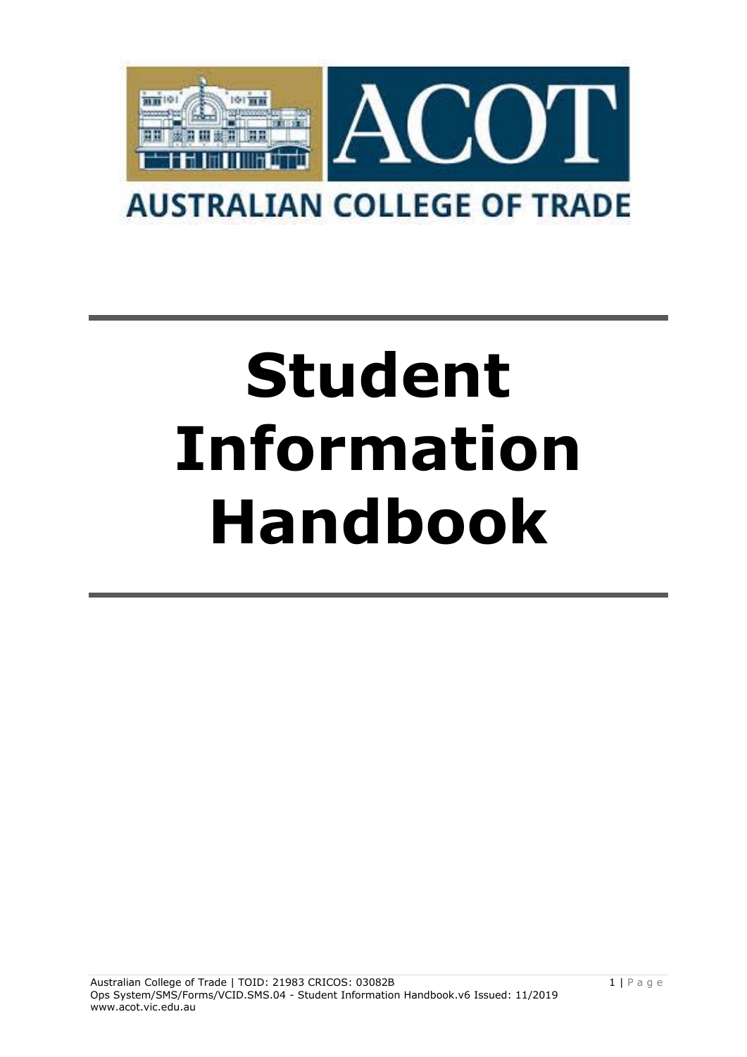AUSTRALIAN COLLEGE OF TRADE

# Student Information Handbook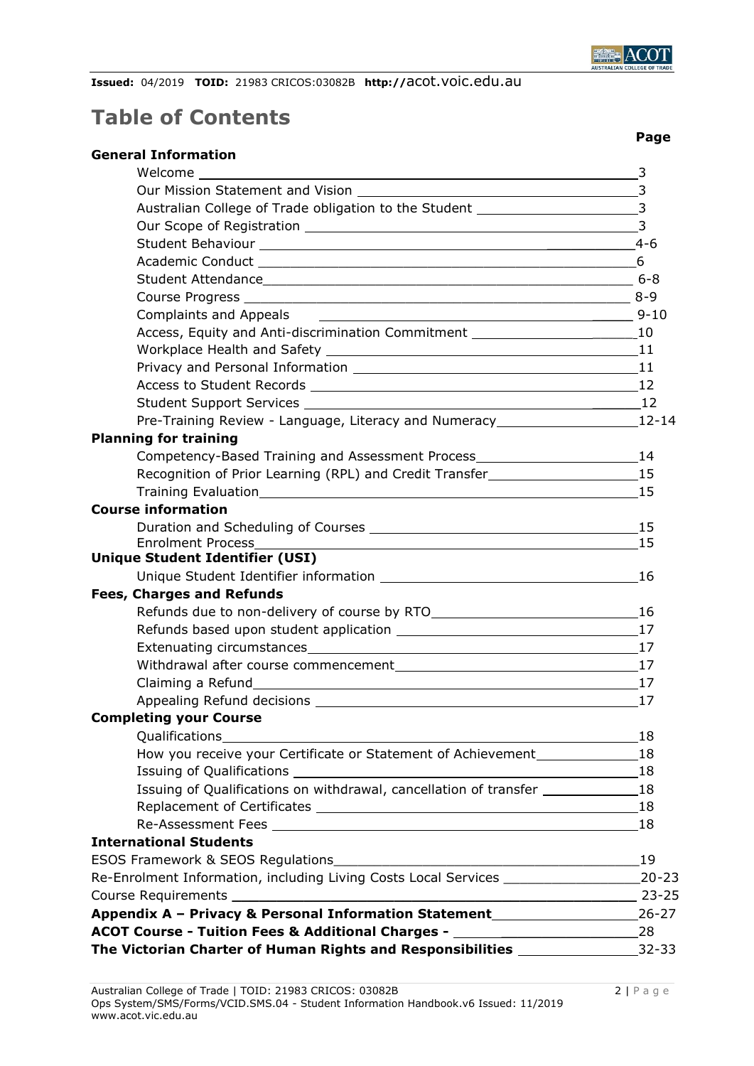# Table of Contents

| | Page |
|---|---|
| **General Information** | |
| Welcome | 3 |
| Our Mission Statement and Vision | 3 |
| Australian College of Trade obligation to the Student | 3 |
| Our Scope of Registration | 3 |
| Student Behaviour | 4-6 |
| Academic Conduct | 6 |
| Student Attendance | 6-8 |
| Course Progress | 8-9 |
| Complaints and Appeals | 9-10 |
| Access, Equity and Anti-discrimination Commitment | 10 |
| Workplace Health and Safety | 11 |
| Privacy and Personal Information | 11 |
| Access to Student Records | 12 |
| Student Support Services | 12 |
| Pre-Training Review - Language, Literacy and Numeracy | 12-14 |
| **Planning for training** | |
| Competency-Based Training and Assessment Process | 14 |
| Recognition of Prior Learning (RPL) and Credit Transfer | 15 |
| Training Evaluation | 15 |
| **Course information** | |
| Duration and Scheduling of Courses | 15 |
| Enrolment Process | 15 |
| **Unique Student Identifier (USI)** | |
| Unique Student Identifier information | 16 |
| **Fees, Charges and Refunds** | |
| Refunds due to non-delivery of course by RTO | 16 |
| Refunds based upon student application | 17 |
| Extenuating circumstances | 17 |
| Withdrawal after course commencement | 17 |
| Claiming a Refund | 17 |
| Appealing Refund decisions | 17 |
| **Completing your Course** | |
| Qualifications | 18 |
| How you receive your Certificate or Statement of Achievement | 18 |
| Issuing of Qualifications | 18 |
| Issuing of Qualifications on withdrawal, cancellation of transfer | 18 |
| Replacement of Certificates | 18 |
| Re-Assessment Fees | 18 |
| **International Students** | |
| ESOS Framework & SEOS Regulations | 19 |
| Re-Enrolment Information, including Living Costs Local Services | 20-23 |
| Course Requirements | 23-25 |
| **Appendix A – Privacy & Personal Information Statement** | 26-27 |
| **ACOT Course - Tuition Fees & Additional Charges -** | 28 |
| **The Victorian Charter of Human Rights and Responsibilities** | 32-33 |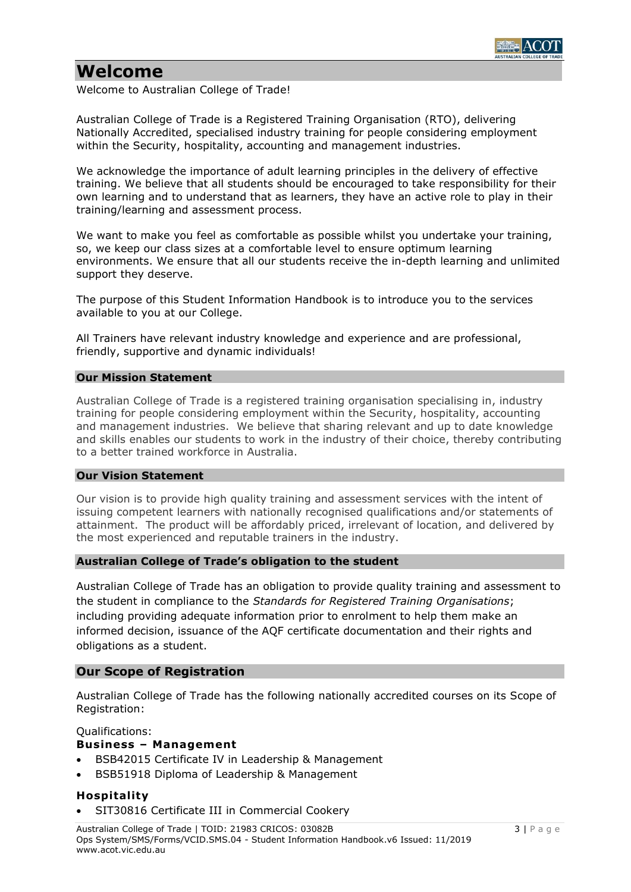# Welcome

Welcome to Australian College of Trade!

Australian College of Trade is a Registered Training Organisation (RTO), delivering Nationally Accredited, specialised industry training for people considering employment within the Security, hospitality, accounting and management industries.

We acknowledge the importance of adult learning principles in the delivery of effective training. We believe that all students should be encouraged to take responsibility for their own learning and to understand that as learners, they have an active role to play in their training/learning and assessment process.

We want to make you feel as comfortable as possible whilst you undertake your training, so, we keep our class sizes at a comfortable level to ensure optimum learning environments. We ensure that all our students receive the in-depth learning and unlimited support they deserve.

The purpose of this Student Information Handbook is to introduce you to the services available to you at our College.

All Trainers have relevant industry knowledge and experience and are professional, friendly, supportive and dynamic individuals!

### Our Mission Statement

Australian College of Trade is a registered training organisation specialising in, industry training for people considering employment within the Security, hospitality, accounting and management industries. We believe that sharing relevant and up to date knowledge and skills enables our students to work in the industry of their choice, thereby contributing to a better trained workforce in Australia.

### Our Vision Statement

Our vision is to provide high quality training and assessment services with the intent of issuing competent learners with nationally recognised qualifications and/or statements of attainment. The product will be affordably priced, irrelevant of location, and delivered by the most experienced and reputable trainers in the industry.

### Australian College of Trade's obligation to the student

Australian College of Trade has an obligation to provide quality training and assessment to the student in compliance to the *Standards for Registered Training Organisations*; including providing adequate information prior to enrolment to help them make an informed decision, issuance of the AQF certificate documentation and their rights and obligations as a student.

## Our Scope of Registration

Australian College of Trade has the following nationally accredited courses on its Scope of Registration:

Qualifications:

**Business – Management**

- BSB42015 Certificate IV in Leadership & Management
- BSB51918 Diploma of Leadership & Management

**Hospitality**

- SIT30816 Certificate III in Commercial Cookery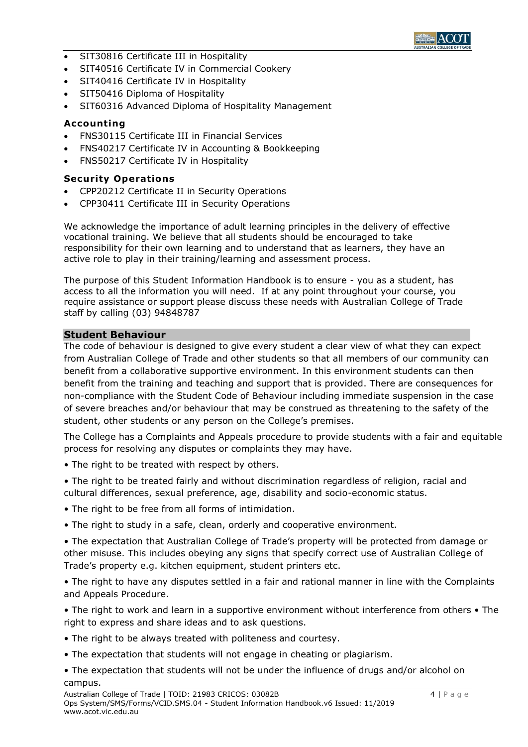- SIT30816 Certificate III in Hospitality
- SIT40516 Certificate IV in Commercial Cookery
- SIT40416 Certificate IV in Hospitality
- SIT50416 Diploma of Hospitality
- SIT60316 Advanced Diploma of Hospitality Management

### Accounting

- FNS30115 Certificate III in Financial Services
- FNS40217 Certificate IV in Accounting & Bookkeeping
- FNS50217 Certificate IV in Hospitality

### Security Operations

- CPP20212 Certificate II in Security Operations
- CPP30411 Certificate III in Security Operations

We acknowledge the importance of adult learning principles in the delivery of effective vocational training. We believe that all students should be encouraged to take responsibility for their own learning and to understand that as learners, they have an active role to play in their training/learning and assessment process.

The purpose of this Student Information Handbook is to ensure - you as a student, has access to all the information you will need. If at any point throughout your course, you require assistance or support please discuss these needs with Australian College of Trade staff by calling (03) 94848787

## Student Behaviour

The code of behaviour is designed to give every student a clear view of what they can expect from Australian College of Trade and other students so that all members of our community can benefit from a collaborative supportive environment. In this environment students can then benefit from the training and teaching and support that is provided. There are consequences for non-compliance with the Student Code of Behaviour including immediate suspension in the case of severe breaches and/or behaviour that may be construed as threatening to the safety of the student, other students or any person on the College's premises.

The College has a Complaints and Appeals procedure to provide students with a fair and equitable process for resolving any disputes or complaints they may have.

- The right to be treated with respect by others.
- The right to be treated fairly and without discrimination regardless of religion, racial and cultural differences, sexual preference, age, disability and socio-economic status.
- The right to be free from all forms of intimidation.
- The right to study in a safe, clean, orderly and cooperative environment.
- The expectation that Australian College of Trade's property will be protected from damage or other misuse. This includes obeying any signs that specify correct use of Australian College of Trade's property e.g. kitchen equipment, student printers etc.
- The right to have any disputes settled in a fair and rational manner in line with the Complaints and Appeals Procedure.
- The right to work and learn in a supportive environment without interference from others • The right to express and share ideas and to ask questions.
- The right to be always treated with politeness and courtesy.
- The expectation that students will not engage in cheating or plagiarism.
- The expectation that students will not be under the influence of drugs and/or alcohol on campus.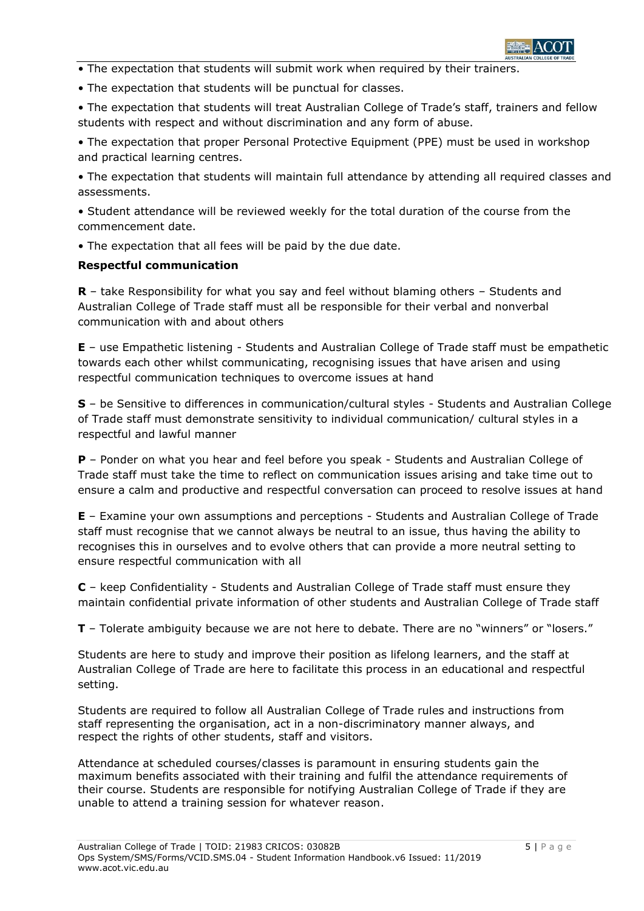- The expectation that students will submit work when required by their trainers.
- The expectation that students will be punctual for classes.
- The expectation that students will treat Australian College of Trade's staff, trainers and fellow students with respect and without discrimination and any form of abuse.
- The expectation that proper Personal Protective Equipment (PPE) must be used in workshop and practical learning centres.
- The expectation that students will maintain full attendance by attending all required classes and assessments.
- Student attendance will be reviewed weekly for the total duration of the course from the commencement date.
- The expectation that all fees will be paid by the due date.

**Respectful communication**

**R** – take Responsibility for what you say and feel without blaming others – Students and Australian College of Trade staff must all be responsible for their verbal and nonverbal communication with and about others

**E** – use Empathetic listening - Students and Australian College of Trade staff must be empathetic towards each other whilst communicating, recognising issues that have arisen and using respectful communication techniques to overcome issues at hand

**S** – be Sensitive to differences in communication/cultural styles - Students and Australian College of Trade staff must demonstrate sensitivity to individual communication/ cultural styles in a respectful and lawful manner

**P** – Ponder on what you hear and feel before you speak - Students and Australian College of Trade staff must take the time to reflect on communication issues arising and take time out to ensure a calm and productive and respectful conversation can proceed to resolve issues at hand

**E** – Examine your own assumptions and perceptions - Students and Australian College of Trade staff must recognise that we cannot always be neutral to an issue, thus having the ability to recognises this in ourselves and to evolve others that can provide a more neutral setting to ensure respectful communication with all

**C** – keep Confidentiality - Students and Australian College of Trade staff must ensure they maintain confidential private information of other students and Australian College of Trade staff

**T** – Tolerate ambiguity because we are not here to debate. There are no "winners" or "losers."

Students are here to study and improve their position as lifelong learners, and the staff at Australian College of Trade are here to facilitate this process in an educational and respectful setting.

Students are required to follow all Australian College of Trade rules and instructions from staff representing the organisation, act in a non-discriminatory manner always, and respect the rights of other students, staff and visitors.

Attendance at scheduled courses/classes is paramount in ensuring students gain the maximum benefits associated with their training and fulfil the attendance requirements of their course. Students are responsible for notifying Australian College of Trade if they are unable to attend a training session for whatever reason.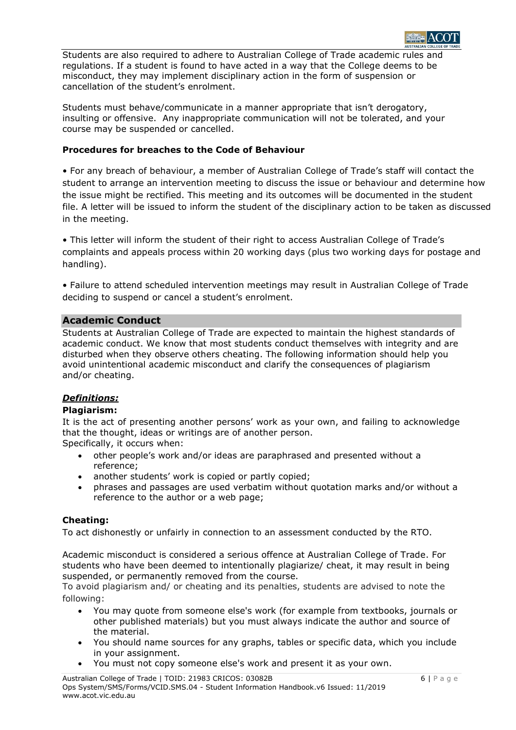Students are also required to adhere to Australian College of Trade academic rules and regulations. If a student is found to have acted in a way that the College deems to be misconduct, they may implement disciplinary action in the form of suspension or cancellation of the student's enrolment.

Students must behave/communicate in a manner appropriate that isn't derogatory, insulting or offensive. Any inappropriate communication will not be tolerated, and your course may be suspended or cancelled.

**Procedures for breaches to the Code of Behaviour**

• For any breach of behaviour, a member of Australian College of Trade's staff will contact the student to arrange an intervention meeting to discuss the issue or behaviour and determine how the issue might be rectified. This meeting and its outcomes will be documented in the student file. A letter will be issued to inform the student of the disciplinary action to be taken as discussed in the meeting.

• This letter will inform the student of their right to access Australian College of Trade's complaints and appeals process within 20 working days (plus two working days for postage and handling).

• Failure to attend scheduled intervention meetings may result in Australian College of Trade deciding to suspend or cancel a student's enrolment.

## Academic Conduct

Students at Australian College of Trade are expected to maintain the highest standards of academic conduct. We know that most students conduct themselves with integrity and are disturbed when they observe others cheating. The following information should help you avoid unintentional academic misconduct and clarify the consequences of plagiarism and/or cheating.

***Definitions:***

**Plagiarism:**

It is the act of presenting another persons' work as your own, and failing to acknowledge that the thought, ideas or writings are of another person.
Specifically, it occurs when:

- other people's work and/or ideas are paraphrased and presented without a reference;
- another students' work is copied or partly copied;
- phrases and passages are used verbatim without quotation marks and/or without a reference to the author or a web page;

**Cheating:**

To act dishonestly or unfairly in connection to an assessment conducted by the RTO.

Academic misconduct is considered a serious offence at Australian College of Trade. For students who have been deemed to intentionally plagiarize/ cheat, it may result in being suspended, or permanently removed from the course.

To avoid plagiarism and/ or cheating and its penalties, students are advised to note the following:

- You may quote from someone else's work (for example from textbooks, journals or other published materials) but you must always indicate the author and source of the material.
- You should name sources for any graphs, tables or specific data, which you include in your assignment.
- You must not copy someone else's work and present it as your own.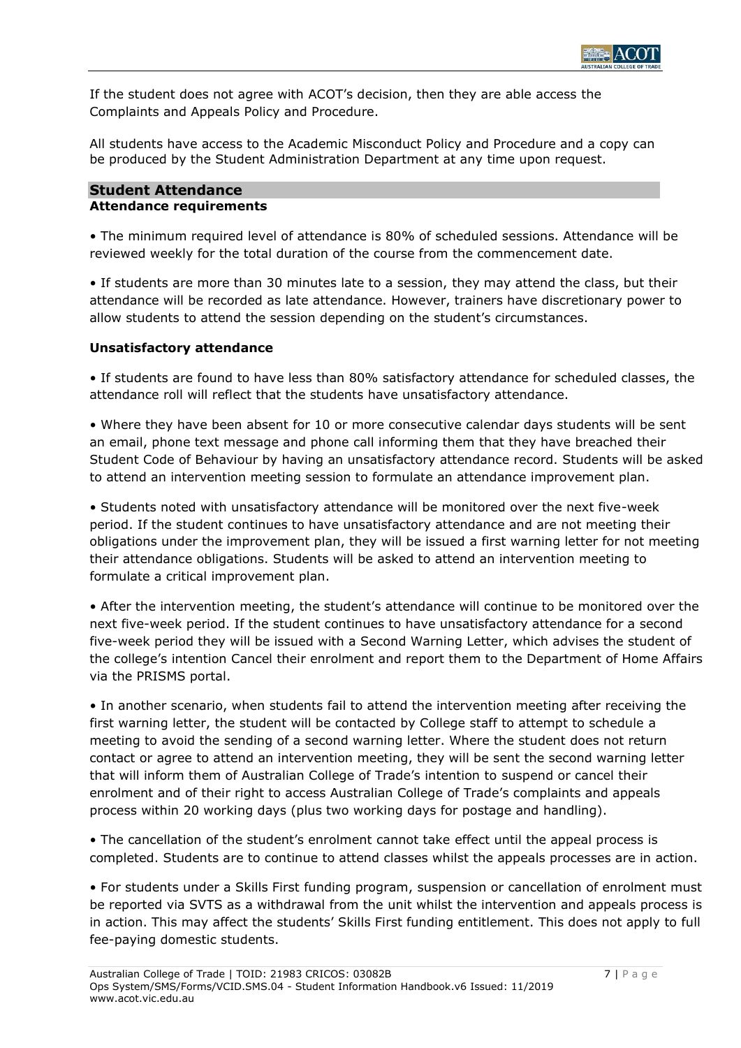If the student does not agree with ACOT's decision, then they are able access the Complaints and Appeals Policy and Procedure.

All students have access to the Academic Misconduct Policy and Procedure and a copy can be produced by the Student Administration Department at any time upon request.

## Student Attendance

### Attendance requirements

• The minimum required level of attendance is 80% of scheduled sessions. Attendance will be reviewed weekly for the total duration of the course from the commencement date.

• If students are more than 30 minutes late to a session, they may attend the class, but their attendance will be recorded as late attendance. However, trainers have discretionary power to allow students to attend the session depending on the student's circumstances.

### Unsatisfactory attendance

• If students are found to have less than 80% satisfactory attendance for scheduled classes, the attendance roll will reflect that the students have unsatisfactory attendance.

• Where they have been absent for 10 or more consecutive calendar days students will be sent an email, phone text message and phone call informing them that they have breached their Student Code of Behaviour by having an unsatisfactory attendance record. Students will be asked to attend an intervention meeting session to formulate an attendance improvement plan.

• Students noted with unsatisfactory attendance will be monitored over the next five-week period. If the student continues to have unsatisfactory attendance and are not meeting their obligations under the improvement plan, they will be issued a first warning letter for not meeting their attendance obligations. Students will be asked to attend an intervention meeting to formulate a critical improvement plan.

• After the intervention meeting, the student's attendance will continue to be monitored over the next five-week period. If the student continues to have unsatisfactory attendance for a second five-week period they will be issued with a Second Warning Letter, which advises the student of the college's intention Cancel their enrolment and report them to the Department of Home Affairs via the PRISMS portal.

• In another scenario, when students fail to attend the intervention meeting after receiving the first warning letter, the student will be contacted by College staff to attempt to schedule a meeting to avoid the sending of a second warning letter. Where the student does not return contact or agree to attend an intervention meeting, they will be sent the second warning letter that will inform them of Australian College of Trade's intention to suspend or cancel their enrolment and of their right to access Australian College of Trade's complaints and appeals process within 20 working days (plus two working days for postage and handling).

• The cancellation of the student's enrolment cannot take effect until the appeal process is completed. Students are to continue to attend classes whilst the appeals processes are in action.

• For students under a Skills First funding program, suspension or cancellation of enrolment must be reported via SVTS as a withdrawal from the unit whilst the intervention and appeals process is in action. This may affect the students' Skills First funding entitlement. This does not apply to full fee-paying domestic students.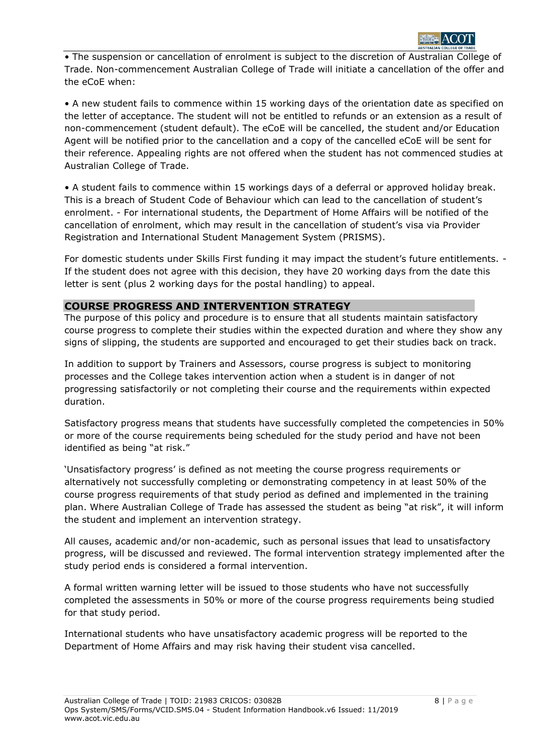- The suspension or cancellation of enrolment is subject to the discretion of Australian College of Trade. Non-commencement Australian College of Trade will initiate a cancellation of the offer and the eCoE when:

- A new student fails to commence within 15 working days of the orientation date as specified on the letter of acceptance. The student will not be entitled to refunds or an extension as a result of non-commencement (student default). The eCoE will be cancelled, the student and/or Education Agent will be notified prior to the cancellation and a copy of the cancelled eCoE will be sent for their reference. Appealing rights are not offered when the student has not commenced studies at Australian College of Trade.

- A student fails to commence within 15 workings days of a deferral or approved holiday break. This is a breach of Student Code of Behaviour which can lead to the cancellation of student's enrolment. - For international students, the Department of Home Affairs will be notified of the cancellation of enrolment, which may result in the cancellation of student's visa via Provider Registration and International Student Management System (PRISMS).

For domestic students under Skills First funding it may impact the student's future entitlements. - If the student does not agree with this decision, they have 20 working days from the date this letter is sent (plus 2 working days for the postal handling) to appeal.

## COURSE PROGRESS AND INTERVENTION STRATEGY

The purpose of this policy and procedure is to ensure that all students maintain satisfactory course progress to complete their studies within the expected duration and where they show any signs of slipping, the students are supported and encouraged to get their studies back on track.

In addition to support by Trainers and Assessors, course progress is subject to monitoring processes and the College takes intervention action when a student is in danger of not progressing satisfactorily or not completing their course and the requirements within expected duration.

Satisfactory progress means that students have successfully completed the competencies in 50% or more of the course requirements being scheduled for the study period and have not been identified as being "at risk."

'Unsatisfactory progress' is defined as not meeting the course progress requirements or alternatively not successfully completing or demonstrating competency in at least 50% of the course progress requirements of that study period as defined and implemented in the training plan. Where Australian College of Trade has assessed the student as being "at risk", it will inform the student and implement an intervention strategy.

All causes, academic and/or non-academic, such as personal issues that lead to unsatisfactory progress, will be discussed and reviewed. The formal intervention strategy implemented after the study period ends is considered a formal intervention.

A formal written warning letter will be issued to those students who have not successfully completed the assessments in 50% or more of the course progress requirements being studied for that study period.

International students who have unsatisfactory academic progress will be reported to the Department of Home Affairs and may risk having their student visa cancelled.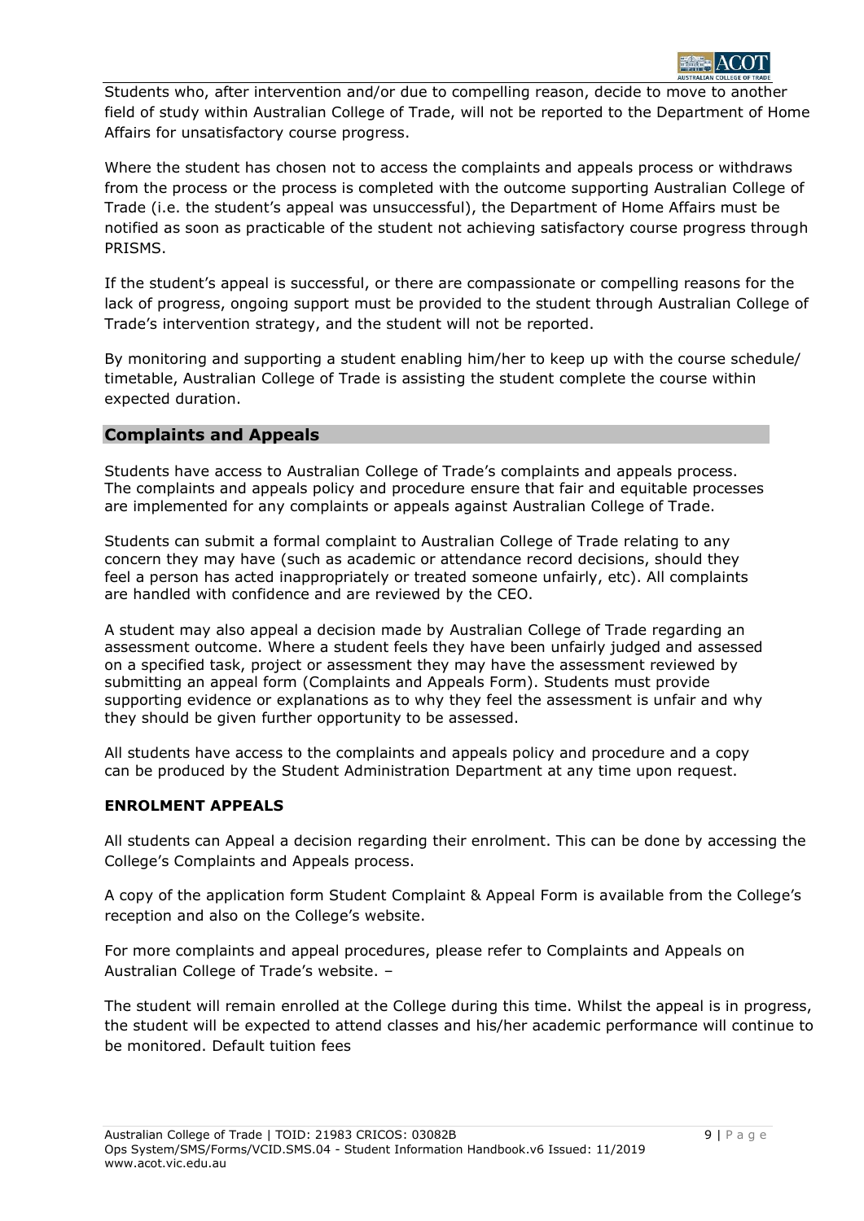Students who, after intervention and/or due to compelling reason, decide to move to another field of study within Australian College of Trade, will not be reported to the Department of Home Affairs for unsatisfactory course progress.

Where the student has chosen not to access the complaints and appeals process or withdraws from the process or the process is completed with the outcome supporting Australian College of Trade (i.e. the student's appeal was unsuccessful), the Department of Home Affairs must be notified as soon as practicable of the student not achieving satisfactory course progress through PRISMS.

If the student's appeal is successful, or there are compassionate or compelling reasons for the lack of progress, ongoing support must be provided to the student through Australian College of Trade's intervention strategy, and the student will not be reported.

By monitoring and supporting a student enabling him/her to keep up with the course schedule/ timetable, Australian College of Trade is assisting the student complete the course within expected duration.

## Complaints and Appeals

Students have access to Australian College of Trade's complaints and appeals process. The complaints and appeals policy and procedure ensure that fair and equitable processes are implemented for any complaints or appeals against Australian College of Trade.

Students can submit a formal complaint to Australian College of Trade relating to any concern they may have (such as academic or attendance record decisions, should they feel a person has acted inappropriately or treated someone unfairly, etc). All complaints are handled with confidence and are reviewed by the CEO.

A student may also appeal a decision made by Australian College of Trade regarding an assessment outcome. Where a student feels they have been unfairly judged and assessed on a specified task, project or assessment they may have the assessment reviewed by submitting an appeal form (Complaints and Appeals Form). Students must provide supporting evidence or explanations as to why they feel the assessment is unfair and why they should be given further opportunity to be assessed.

All students have access to the complaints and appeals policy and procedure and a copy can be produced by the Student Administration Department at any time upon request.

### ENROLMENT APPEALS

All students can Appeal a decision regarding their enrolment. This can be done by accessing the College's Complaints and Appeals process.

A copy of the application form Student Complaint & Appeal Form is available from the College's reception and also on the College's website.

For more complaints and appeal procedures, please refer to Complaints and Appeals on Australian College of Trade's website. –

The student will remain enrolled at the College during this time. Whilst the appeal is in progress, the student will be expected to attend classes and his/her academic performance will continue to be monitored. Default tuition fees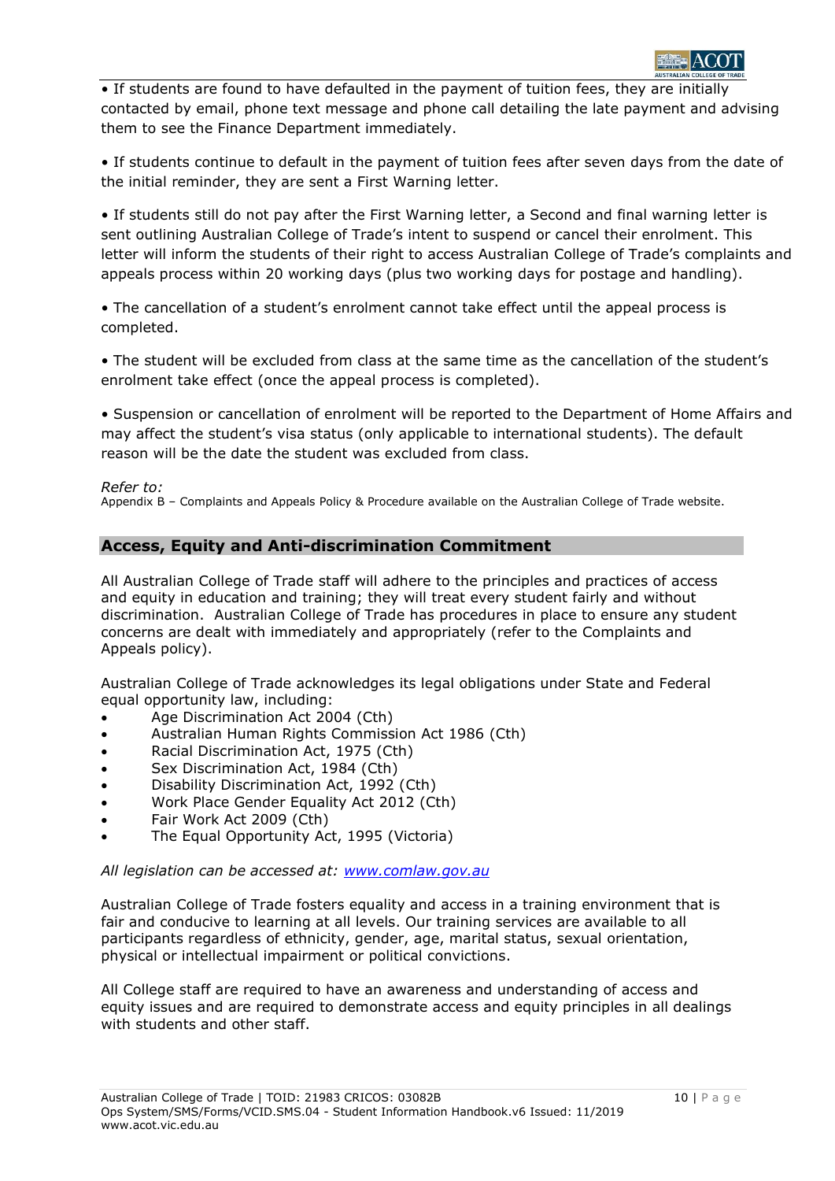- If students are found to have defaulted in the payment of tuition fees, they are initially contacted by email, phone text message and phone call detailing the late payment and advising them to see the Finance Department immediately.

- If students continue to default in the payment of tuition fees after seven days from the date of the initial reminder, they are sent a First Warning letter.

- If students still do not pay after the First Warning letter, a Second and final warning letter is sent outlining Australian College of Trade's intent to suspend or cancel their enrolment. This letter will inform the students of their right to access Australian College of Trade's complaints and appeals process within 20 working days (plus two working days for postage and handling).

- The cancellation of a student's enrolment cannot take effect until the appeal process is completed.

- The student will be excluded from class at the same time as the cancellation of the student's enrolment take effect (once the appeal process is completed).

- Suspension or cancellation of enrolment will be reported to the Department of Home Affairs and may affect the student's visa status (only applicable to international students). The default reason will be the date the student was excluded from class.

*Refer to:*
Appendix B – Complaints and Appeals Policy & Procedure available on the Australian College of Trade website.

## Access, Equity and Anti-discrimination Commitment

All Australian College of Trade staff will adhere to the principles and practices of access and equity in education and training; they will treat every student fairly and without discrimination. Australian College of Trade has procedures in place to ensure any student concerns are dealt with immediately and appropriately (refer to the Complaints and Appeals policy).

Australian College of Trade acknowledges its legal obligations under State and Federal equal opportunity law, including:

- Age Discrimination Act 2004 (Cth)
- Australian Human Rights Commission Act 1986 (Cth)
- Racial Discrimination Act, 1975 (Cth)
- Sex Discrimination Act, 1984 (Cth)
- Disability Discrimination Act, 1992 (Cth)
- Work Place Gender Equality Act 2012 (Cth)
- Fair Work Act 2009 (Cth)
- The Equal Opportunity Act, 1995 (Victoria)

*All legislation can be accessed at: www.comlaw.gov.au*

Australian College of Trade fosters equality and access in a training environment that is fair and conducive to learning at all levels. Our training services are available to all participants regardless of ethnicity, gender, age, marital status, sexual orientation, physical or intellectual impairment or political convictions.

All College staff are required to have an awareness and understanding of access and equity issues and are required to demonstrate access and equity principles in all dealings with students and other staff.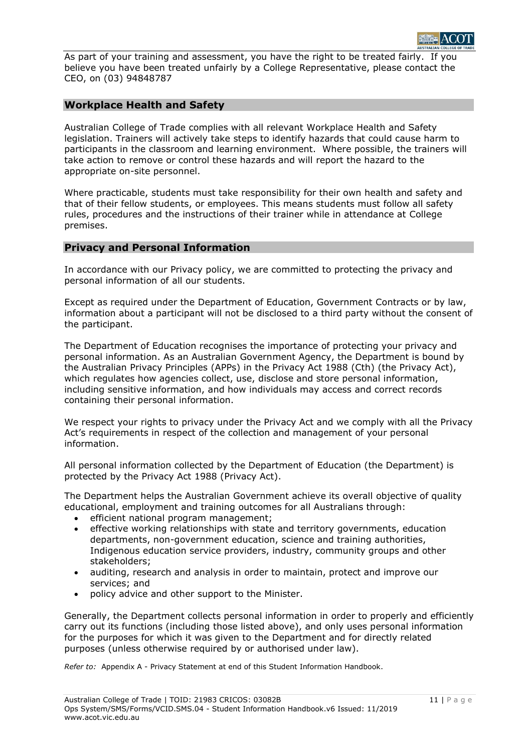As part of your training and assessment, you have the right to be treated fairly. If you believe you have been treated unfairly by a College Representative, please contact the CEO, on (03) 94848787

## Workplace Health and Safety

Australian College of Trade complies with all relevant Workplace Health and Safety legislation. Trainers will actively take steps to identify hazards that could cause harm to participants in the classroom and learning environment. Where possible, the trainers will take action to remove or control these hazards and will report the hazard to the appropriate on-site personnel.

Where practicable, students must take responsibility for their own health and safety and that of their fellow students, or employees. This means students must follow all safety rules, procedures and the instructions of their trainer while in attendance at College premises.

## Privacy and Personal Information

In accordance with our Privacy policy, we are committed to protecting the privacy and personal information of all our students.

Except as required under the Department of Education, Government Contracts or by law, information about a participant will not be disclosed to a third party without the consent of the participant.

The Department of Education recognises the importance of protecting your privacy and personal information. As an Australian Government Agency, the Department is bound by the Australian Privacy Principles (APPs) in the Privacy Act 1988 (Cth) (the Privacy Act), which regulates how agencies collect, use, disclose and store personal information, including sensitive information, and how individuals may access and correct records containing their personal information.

We respect your rights to privacy under the Privacy Act and we comply with all the Privacy Act's requirements in respect of the collection and management of your personal information.

All personal information collected by the Department of Education (the Department) is protected by the Privacy Act 1988 (Privacy Act).

The Department helps the Australian Government achieve its overall objective of quality educational, employment and training outcomes for all Australians through:

- efficient national program management;
- effective working relationships with state and territory governments, education departments, non-government education, science and training authorities, Indigenous education service providers, industry, community groups and other stakeholders;
- auditing, research and analysis in order to maintain, protect and improve our services; and
- policy advice and other support to the Minister.

Generally, the Department collects personal information in order to properly and efficiently carry out its functions (including those listed above), and only uses personal information for the purposes for which it was given to the Department and for directly related purposes (unless otherwise required by or authorised under law).

*Refer to:* Appendix A - Privacy Statement at end of this Student Information Handbook.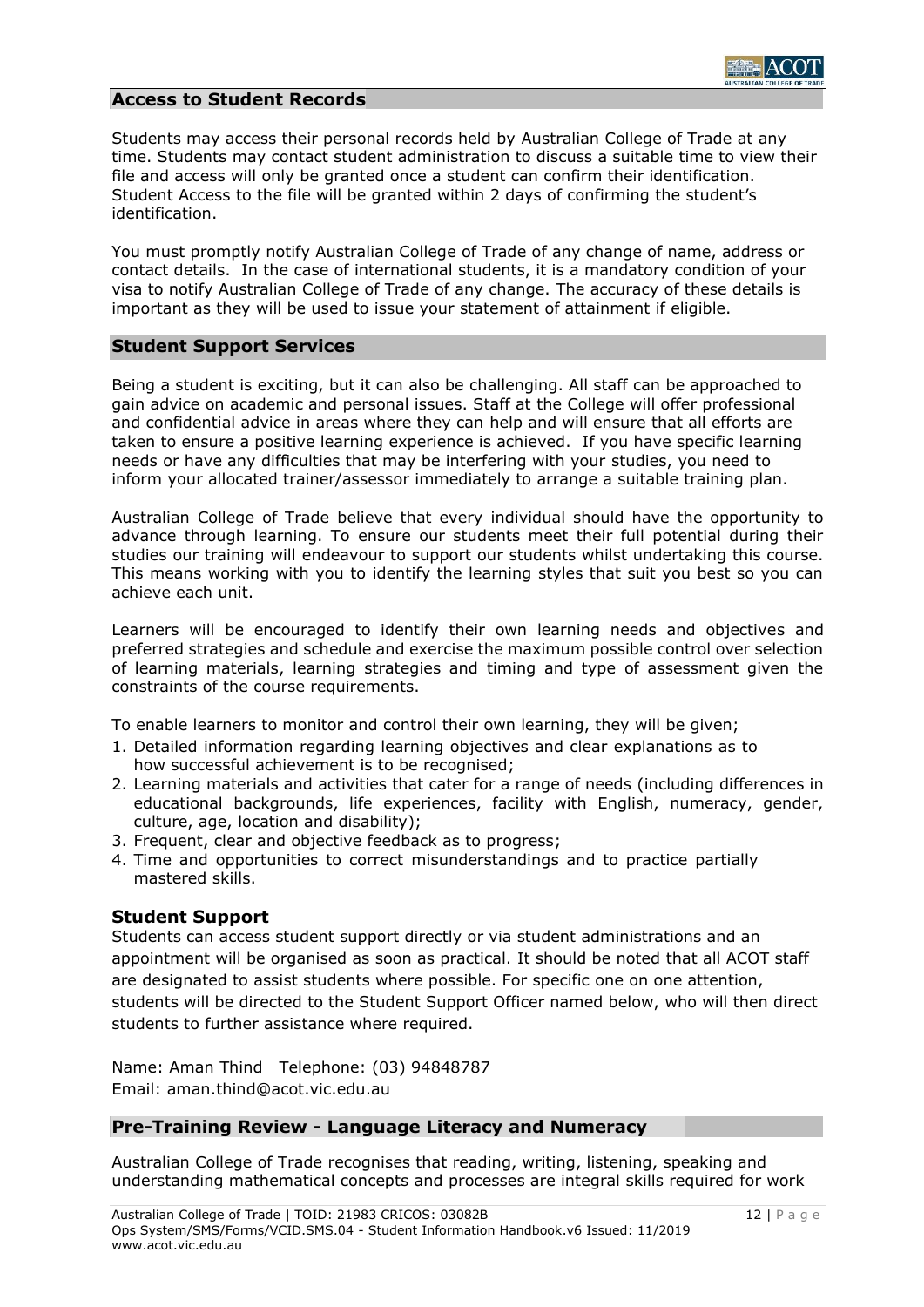## Access to Student Records

Students may access their personal records held by Australian College of Trade at any time. Students may contact student administration to discuss a suitable time to view their file and access will only be granted once a student can confirm their identification. Student Access to the file will be granted within 2 days of confirming the student's identification.

You must promptly notify Australian College of Trade of any change of name, address or contact details. In the case of international students, it is a mandatory condition of your visa to notify Australian College of Trade of any change. The accuracy of these details is important as they will be used to issue your statement of attainment if eligible.

## Student Support Services

Being a student is exciting, but it can also be challenging. All staff can be approached to gain advice on academic and personal issues. Staff at the College will offer professional and confidential advice in areas where they can help and will ensure that all efforts are taken to ensure a positive learning experience is achieved. If you have specific learning needs or have any difficulties that may be interfering with your studies, you need to inform your allocated trainer/assessor immediately to arrange a suitable training plan.

Australian College of Trade believe that every individual should have the opportunity to advance through learning. To ensure our students meet their full potential during their studies our training will endeavour to support our students whilst undertaking this course. This means working with you to identify the learning styles that suit you best so you can achieve each unit.

Learners will be encouraged to identify their own learning needs and objectives and preferred strategies and schedule and exercise the maximum possible control over selection of learning materials, learning strategies and timing and type of assessment given the constraints of the course requirements.

To enable learners to monitor and control their own learning, they will be given;

1. Detailed information regarding learning objectives and clear explanations as to how successful achievement is to be recognised;
2. Learning materials and activities that cater for a range of needs (including differences in educational backgrounds, life experiences, facility with English, numeracy, gender, culture, age, location and disability);
3. Frequent, clear and objective feedback as to progress;
4. Time and opportunities to correct misunderstandings and to practice partially mastered skills.

### Student Support

Students can access student support directly or via student administrations and an appointment will be organised as soon as practical. It should be noted that all ACOT staff are designated to assist students where possible. For specific one on one attention, students will be directed to the Student Support Officer named below, who will then direct students to further assistance where required.

Name: Aman Thind Telephone: (03) 94848787
Email: aman.thind@acot.vic.edu.au

## Pre-Training Review - Language Literacy and Numeracy

Australian College of Trade recognises that reading, writing, listening, speaking and understanding mathematical concepts and processes are integral skills required for work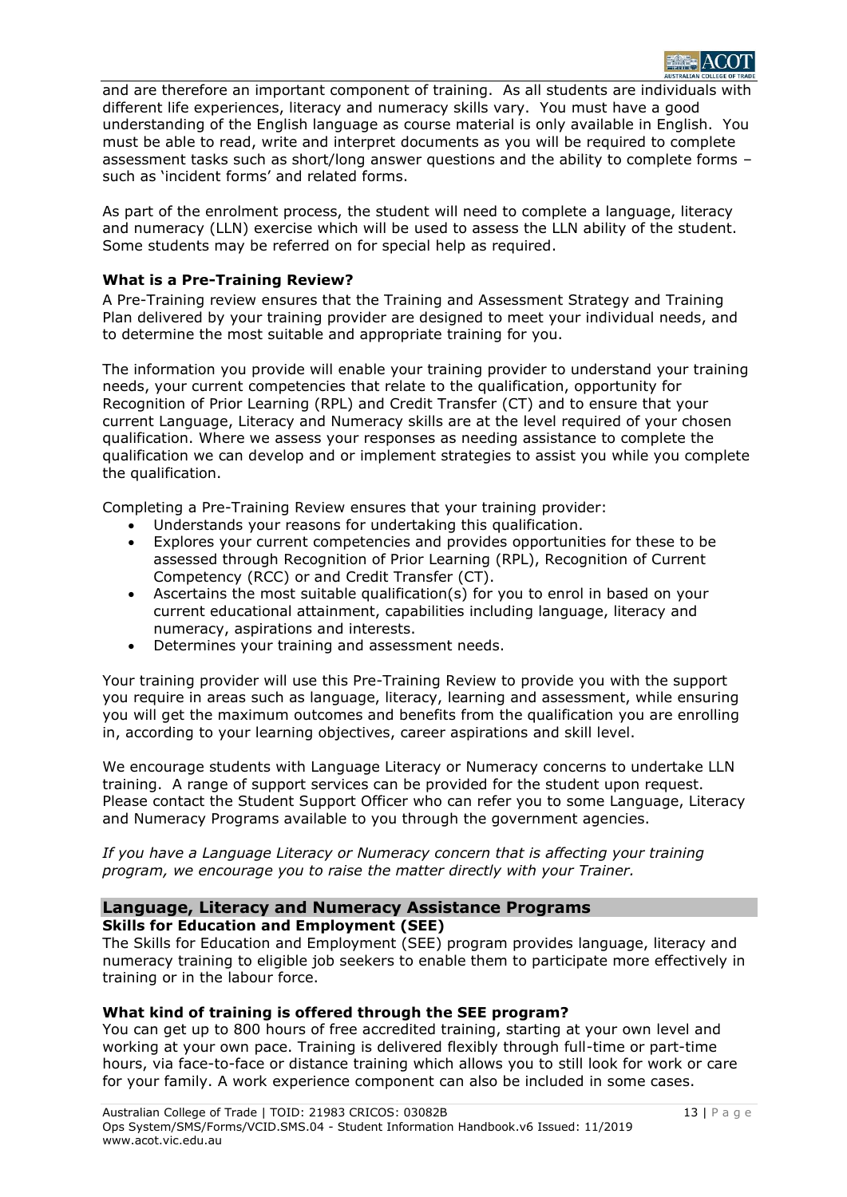and are therefore an important component of training. As all students are individuals with different life experiences, literacy and numeracy skills vary. You must have a good understanding of the English language as course material is only available in English. You must be able to read, write and interpret documents as you will be required to complete assessment tasks such as short/long answer questions and the ability to complete forms – such as 'incident forms' and related forms.

As part of the enrolment process, the student will need to complete a language, literacy and numeracy (LLN) exercise which will be used to assess the LLN ability of the student. Some students may be referred on for special help as required.

**What is a Pre-Training Review?**

A Pre-Training review ensures that the Training and Assessment Strategy and Training Plan delivered by your training provider are designed to meet your individual needs, and to determine the most suitable and appropriate training for you.

The information you provide will enable your training provider to understand your training needs, your current competencies that relate to the qualification, opportunity for Recognition of Prior Learning (RPL) and Credit Transfer (CT) and to ensure that your current Language, Literacy and Numeracy skills are at the level required of your chosen qualification. Where we assess your responses as needing assistance to complete the qualification we can develop and or implement strategies to assist you while you complete the qualification.

Completing a Pre-Training Review ensures that your training provider:

- Understands your reasons for undertaking this qualification.
- Explores your current competencies and provides opportunities for these to be assessed through Recognition of Prior Learning (RPL), Recognition of Current Competency (RCC) or and Credit Transfer (CT).
- Ascertains the most suitable qualification(s) for you to enrol in based on your current educational attainment, capabilities including language, literacy and numeracy, aspirations and interests.
- Determines your training and assessment needs.

Your training provider will use this Pre-Training Review to provide you with the support you require in areas such as language, literacy, learning and assessment, while ensuring you will get the maximum outcomes and benefits from the qualification you are enrolling in, according to your learning objectives, career aspirations and skill level.

We encourage students with Language Literacy or Numeracy concerns to undertake LLN training. A range of support services can be provided for the student upon request. Please contact the Student Support Officer who can refer you to some Language, Literacy and Numeracy Programs available to you through the government agencies.

*If you have a Language Literacy or Numeracy concern that is affecting your training program, we encourage you to raise the matter directly with your Trainer.*

## Language, Literacy and Numeracy Assistance Programs

**Skills for Education and Employment (SEE)**

The Skills for Education and Employment (SEE) program provides language, literacy and numeracy training to eligible job seekers to enable them to participate more effectively in training or in the labour force.

**What kind of training is offered through the SEE program?**

You can get up to 800 hours of free accredited training, starting at your own level and working at your own pace. Training is delivered flexibly through full-time or part-time hours, via face-to-face or distance training which allows you to still look for work or care for your family. A work experience component can also be included in some cases.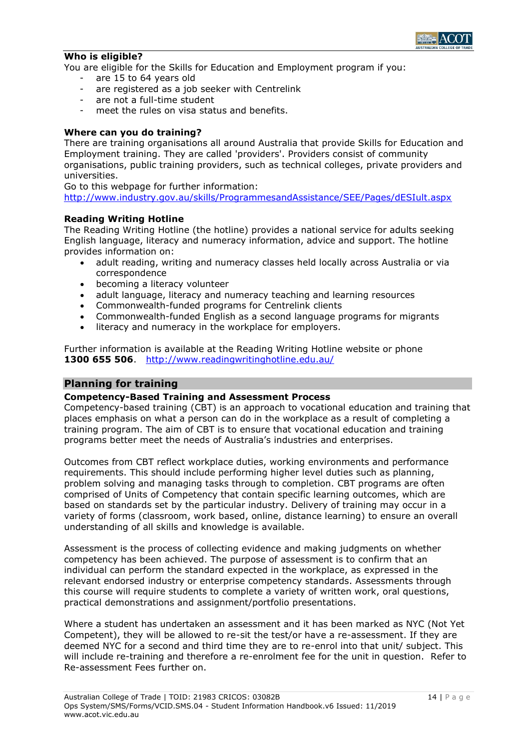**Who is eligible?**

You are eligible for the Skills for Education and Employment program if you:

- are 15 to 64 years old
- are registered as a job seeker with Centrelink
- are not a full-time student
- meet the rules on visa status and benefits.

**Where can you do training?**

There are training organisations all around Australia that provide Skills for Education and Employment training. They are called 'providers'. Providers consist of community organisations, public training providers, such as technical colleges, private providers and universities.

Go to this webpage for further information:
http://www.industry.gov.au/skills/ProgrammesandAssistance/SEE/Pages/dESIult.aspx

**Reading Writing Hotline**

The Reading Writing Hotline (the hotline) provides a national service for adults seeking English language, literacy and numeracy information, advice and support. The hotline provides information on:

- adult reading, writing and numeracy classes held locally across Australia or via correspondence
- becoming a literacy volunteer
- adult language, literacy and numeracy teaching and learning resources
- Commonwealth-funded programs for Centrelink clients
- Commonwealth-funded English as a second language programs for migrants
- literacy and numeracy in the workplace for employers.

Further information is available at the Reading Writing Hotline website or phone **1300 655 506**. http://www.readingwritinghotline.edu.au/

## Planning for training

**Competency-Based Training and Assessment Process**

Competency-based training (CBT) is an approach to vocational education and training that places emphasis on what a person can do in the workplace as a result of completing a training program. The aim of CBT is to ensure that vocational education and training programs better meet the needs of Australia's industries and enterprises.

Outcomes from CBT reflect workplace duties, working environments and performance requirements. This should include performing higher level duties such as planning, problem solving and managing tasks through to completion. CBT programs are often comprised of Units of Competency that contain specific learning outcomes, which are based on standards set by the particular industry. Delivery of training may occur in a variety of forms (classroom, work based, online, distance learning) to ensure an overall understanding of all skills and knowledge is available.

Assessment is the process of collecting evidence and making judgments on whether competency has been achieved. The purpose of assessment is to confirm that an individual can perform the standard expected in the workplace, as expressed in the relevant endorsed industry or enterprise competency standards. Assessments through this course will require students to complete a variety of written work, oral questions, practical demonstrations and assignment/portfolio presentations.

Where a student has undertaken an assessment and it has been marked as NYC (Not Yet Competent), they will be allowed to re-sit the test/or have a re-assessment. If they are deemed NYC for a second and third time they are to re-enrol into that unit/ subject. This will include re-training and therefore a re-enrolment fee for the unit in question. Refer to Re-assessment Fees further on.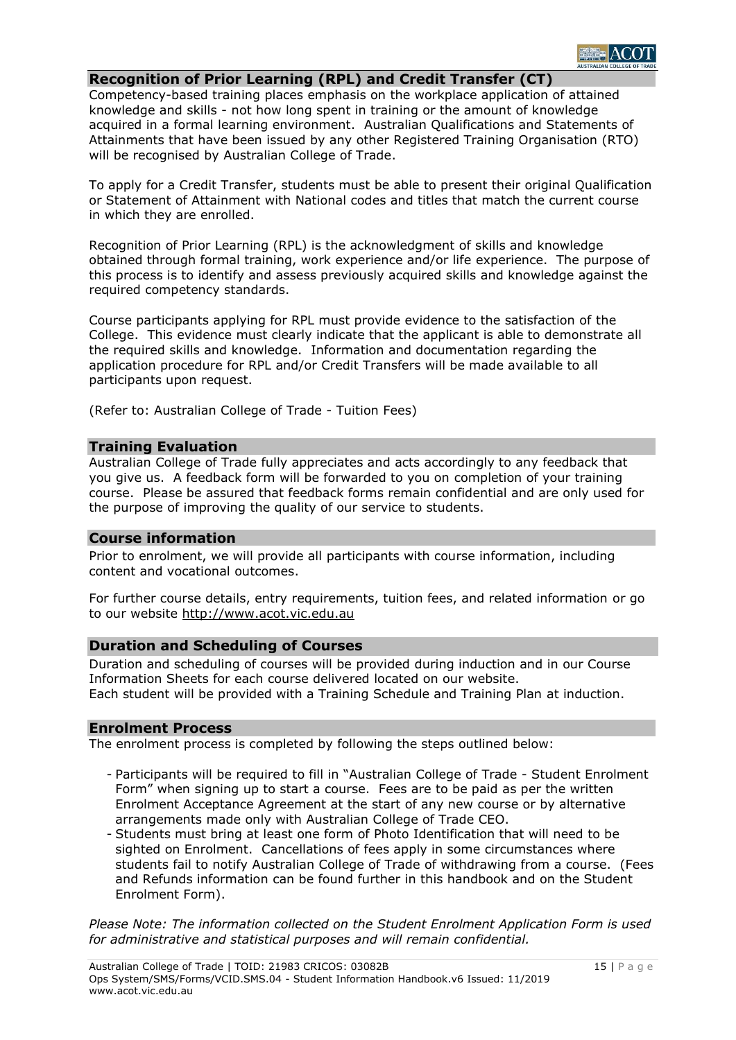## Recognition of Prior Learning (RPL) and Credit Transfer (CT)

Competency-based training places emphasis on the workplace application of attained knowledge and skills - not how long spent in training or the amount of knowledge acquired in a formal learning environment. Australian Qualifications and Statements of Attainments that have been issued by any other Registered Training Organisation (RTO) will be recognised by Australian College of Trade.

To apply for a Credit Transfer, students must be able to present their original Qualification or Statement of Attainment with National codes and titles that match the current course in which they are enrolled.

Recognition of Prior Learning (RPL) is the acknowledgment of skills and knowledge obtained through formal training, work experience and/or life experience. The purpose of this process is to identify and assess previously acquired skills and knowledge against the required competency standards.

Course participants applying for RPL must provide evidence to the satisfaction of the College. This evidence must clearly indicate that the applicant is able to demonstrate all the required skills and knowledge. Information and documentation regarding the application procedure for RPL and/or Credit Transfers will be made available to all participants upon request.

(Refer to: Australian College of Trade - Tuition Fees)

## Training Evaluation

Australian College of Trade fully appreciates and acts accordingly to any feedback that you give us. A feedback form will be forwarded to you on completion of your training course. Please be assured that feedback forms remain confidential and are only used for the purpose of improving the quality of our service to students.

## Course information

Prior to enrolment, we will provide all participants with course information, including content and vocational outcomes.

For further course details, entry requirements, tuition fees, and related information or go to our website http://www.acot.vic.edu.au

## Duration and Scheduling of Courses

Duration and scheduling of courses will be provided during induction and in our Course Information Sheets for each course delivered located on our website.
Each student will be provided with a Training Schedule and Training Plan at induction.

## Enrolment Process

The enrolment process is completed by following the steps outlined below:

- Participants will be required to fill in "Australian College of Trade - Student Enrolment Form" when signing up to start a course. Fees are to be paid as per the written Enrolment Acceptance Agreement at the start of any new course or by alternative arrangements made only with Australian College of Trade CEO.
- Students must bring at least one form of Photo Identification that will need to be sighted on Enrolment. Cancellations of fees apply in some circumstances where students fail to notify Australian College of Trade of withdrawing from a course. (Fees and Refunds information can be found further in this handbook and on the Student Enrolment Form).

*Please Note: The information collected on the Student Enrolment Application Form is used for administrative and statistical purposes and will remain confidential.*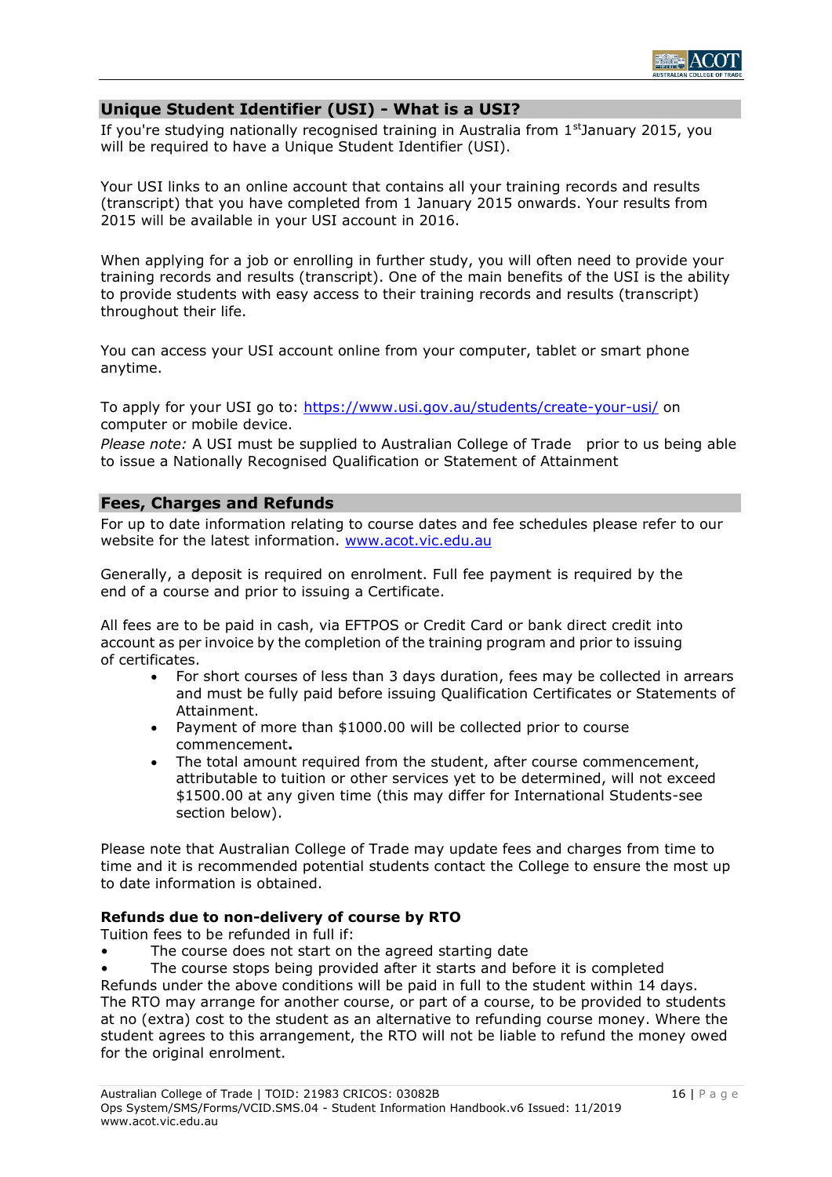## Unique Student Identifier (USI) - What is a USI?

If you're studying nationally recognised training in Australia from 1st January 2015, you will be required to have a Unique Student Identifier (USI).

Your USI links to an online account that contains all your training records and results (transcript) that you have completed from 1 January 2015 onwards. Your results from 2015 will be available in your USI account in 2016.

When applying for a job or enrolling in further study, you will often need to provide your training records and results (transcript). One of the main benefits of the USI is the ability to provide students with easy access to their training records and results (transcript) throughout their life.

You can access your USI account online from your computer, tablet or smart phone anytime.

To apply for your USI go to: https://www.usi.gov.au/students/create-your-usi/ on computer or mobile device.

*Please note:* A USI must be supplied to Australian College of Trade prior to us being able to issue a Nationally Recognised Qualification or Statement of Attainment

## Fees, Charges and Refunds

For up to date information relating to course dates and fee schedules please refer to our website for the latest information. www.acot.vic.edu.au

Generally, a deposit is required on enrolment. Full fee payment is required by the end of a course and prior to issuing a Certificate.

All fees are to be paid in cash, via EFTPOS or Credit Card or bank direct credit into account as per invoice by the completion of the training program and prior to issuing of certificates.

- For short courses of less than 3 days duration, fees may be collected in arrears and must be fully paid before issuing Qualification Certificates or Statements of Attainment.
- Payment of more than $1000.00 will be collected prior to course commencement**.**
- The total amount required from the student, after course commencement, attributable to tuition or other services yet to be determined, will not exceed $1500.00 at any given time (this may differ for International Students-see section below).

Please note that Australian College of Trade may update fees and charges from time to time and it is recommended potential students contact the College to ensure the most up to date information is obtained.

### Refunds due to non-delivery of course by RTO

Tuition fees to be refunded in full if:

- The course does not start on the agreed starting date
- The course stops being provided after it starts and before it is completed

Refunds under the above conditions will be paid in full to the student within 14 days. The RTO may arrange for another course, or part of a course, to be provided to students at no (extra) cost to the student as an alternative to refunding course money. Where the student agrees to this arrangement, the RTO will not be liable to refund the money owed for the original enrolment.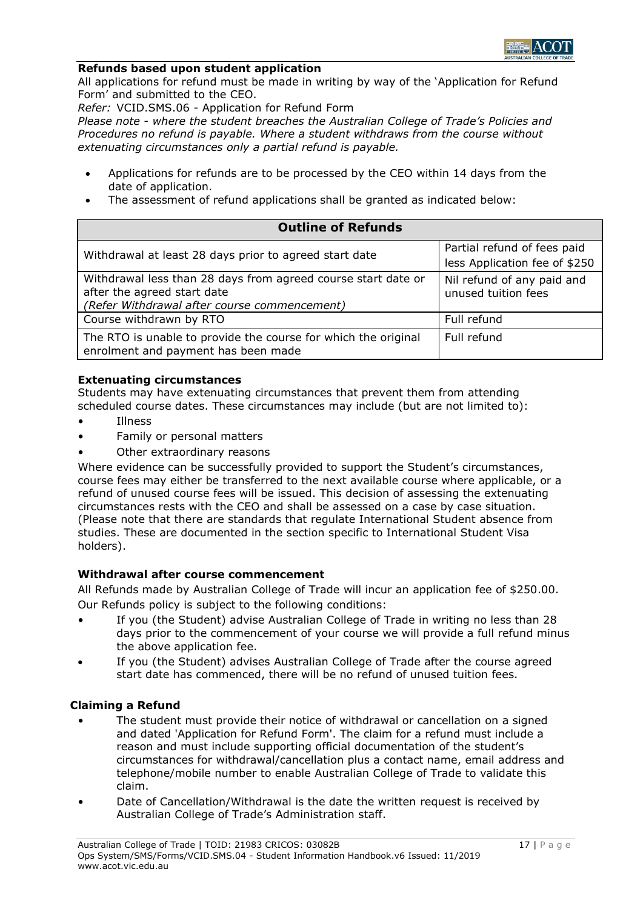### Refunds based upon student application

All applications for refund must be made in writing by way of the 'Application for Refund Form' and submitted to the CEO.

*Refer:* VCID.SMS.06 - Application for Refund Form

*Please note - where the student breaches the Australian College of Trade's Policies and Procedures no refund is payable. Where a student withdraws from the course without extenuating circumstances only a partial refund is payable.*

- Applications for refunds are to be processed by the CEO within 14 days from the date of application.
- The assessment of refund applications shall be granted as indicated below:

| Outline of Refunds | |
|---|---|
| Withdrawal at least 28 days prior to agreed start date | Partial refund of fees paid less Application fee of $250 |
| Withdrawal less than 28 days from agreed course start date or after the agreed start date *(Refer Withdrawal after course commencement)* | Nil refund of any paid and unused tuition fees |
| Course withdrawn by RTO | Full refund |
| The RTO is unable to provide the course for which the original enrolment and payment has been made | Full refund |

### Extenuating circumstances

Students may have extenuating circumstances that prevent them from attending scheduled course dates. These circumstances may include (but are not limited to):

- Illness
- Family or personal matters
- Other extraordinary reasons

Where evidence can be successfully provided to support the Student's circumstances, course fees may either be transferred to the next available course where applicable, or a refund of unused course fees will be issued. This decision of assessing the extenuating circumstances rests with the CEO and shall be assessed on a case by case situation. (Please note that there are standards that regulate International Student absence from studies. These are documented in the section specific to International Student Visa holders).

### Withdrawal after course commencement

All Refunds made by Australian College of Trade will incur an application fee of $250.00.
Our Refunds policy is subject to the following conditions:

- If you (the Student) advise Australian College of Trade in writing no less than 28 days prior to the commencement of your course we will provide a full refund minus the above application fee.
- If you (the Student) advises Australian College of Trade after the course agreed start date has commenced, there will be no refund of unused tuition fees.

### Claiming a Refund

- The student must provide their notice of withdrawal or cancellation on a signed and dated 'Application for Refund Form'. The claim for a refund must include a reason and must include supporting official documentation of the student's circumstances for withdrawal/cancellation plus a contact name, email address and telephone/mobile number to enable Australian College of Trade to validate this claim.
- Date of Cancellation/Withdrawal is the date the written request is received by Australian College of Trade's Administration staff.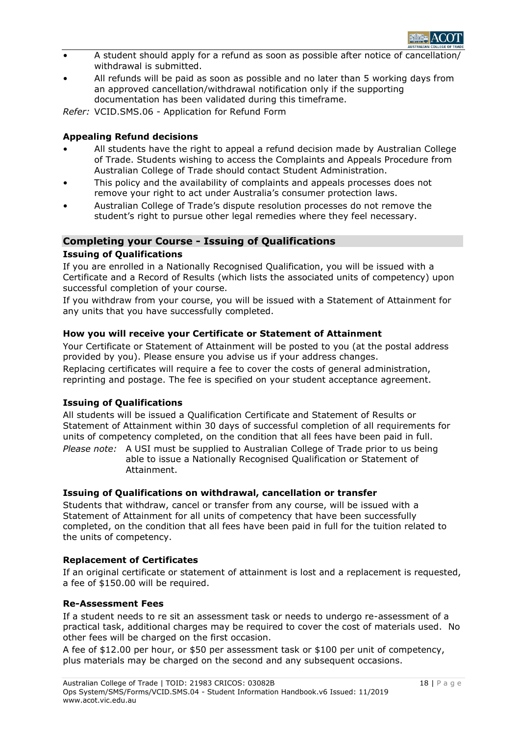- A student should apply for a refund as soon as possible after notice of cancellation/ withdrawal is submitted.
- All refunds will be paid as soon as possible and no later than 5 working days from an approved cancellation/withdrawal notification only if the supporting documentation has been validated during this timeframe.

*Refer:* VCID.SMS.06 - Application for Refund Form

### Appealing Refund decisions

- All students have the right to appeal a refund decision made by Australian College of Trade. Students wishing to access the Complaints and Appeals Procedure from Australian College of Trade should contact Student Administration.
- This policy and the availability of complaints and appeals processes does not remove your right to act under Australia's consumer protection laws.
- Australian College of Trade's dispute resolution processes do not remove the student's right to pursue other legal remedies where they feel necessary.

## Completing your Course - Issuing of Qualifications

### Issuing of Qualifications

If you are enrolled in a Nationally Recognised Qualification, you will be issued with a Certificate and a Record of Results (which lists the associated units of competency) upon successful completion of your course.

If you withdraw from your course, you will be issued with a Statement of Attainment for any units that you have successfully completed.

### How you will receive your Certificate or Statement of Attainment

Your Certificate or Statement of Attainment will be posted to you (at the postal address provided by you). Please ensure you advise us if your address changes.

Replacing certificates will require a fee to cover the costs of general administration, reprinting and postage. The fee is specified on your student acceptance agreement.

### Issuing of Qualifications

All students will be issued a Qualification Certificate and Statement of Results or Statement of Attainment within 30 days of successful completion of all requirements for units of competency completed, on the condition that all fees have been paid in full.

*Please note:* A USI must be supplied to Australian College of Trade prior to us being able to issue a Nationally Recognised Qualification or Statement of Attainment.

### Issuing of Qualifications on withdrawal, cancellation or transfer

Students that withdraw, cancel or transfer from any course, will be issued with a Statement of Attainment for all units of competency that have been successfully completed, on the condition that all fees have been paid in full for the tuition related to the units of competency.

### Replacement of Certificates

If an original certificate or statement of attainment is lost and a replacement is requested, a fee of $150.00 will be required.

### Re-Assessment Fees

If a student needs to re sit an assessment task or needs to undergo re-assessment of a practical task, additional charges may be required to cover the cost of materials used. No other fees will be charged on the first occasion.

A fee of $12.00 per hour, or $50 per assessment task or $100 per unit of competency, plus materials may be charged on the second and any subsequent occasions.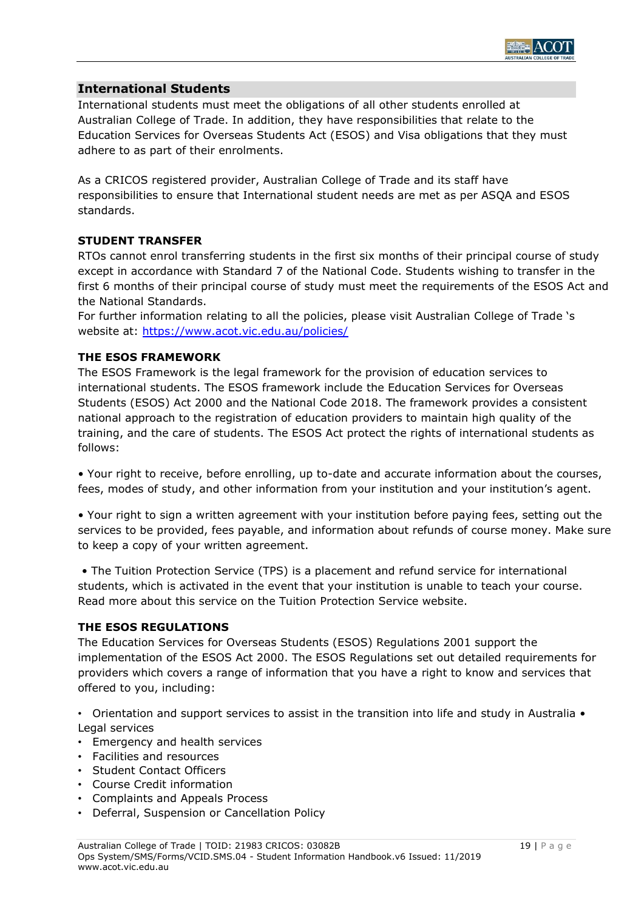## International Students

International students must meet the obligations of all other students enrolled at Australian College of Trade. In addition, they have responsibilities that relate to the Education Services for Overseas Students Act (ESOS) and Visa obligations that they must adhere to as part of their enrolments.

As a CRICOS registered provider, Australian College of Trade and its staff have responsibilities to ensure that International student needs are met as per ASQA and ESOS standards.

### STUDENT TRANSFER

RTOs cannot enrol transferring students in the first six months of their principal course of study except in accordance with Standard 7 of the National Code. Students wishing to transfer in the first 6 months of their principal course of study must meet the requirements of the ESOS Act and the National Standards.

For further information relating to all the policies, please visit Australian College of Trade 's website at: https://www.acot.vic.edu.au/policies/

### THE ESOS FRAMEWORK

The ESOS Framework is the legal framework for the provision of education services to international students. The ESOS framework include the Education Services for Overseas Students (ESOS) Act 2000 and the National Code 2018. The framework provides a consistent national approach to the registration of education providers to maintain high quality of the training, and the care of students. The ESOS Act protect the rights of international students as follows:

- Your right to receive, before enrolling, up to-date and accurate information about the courses, fees, modes of study, and other information from your institution and your institution's agent.

- Your right to sign a written agreement with your institution before paying fees, setting out the services to be provided, fees payable, and information about refunds of course money. Make sure to keep a copy of your written agreement.

- The Tuition Protection Service (TPS) is a placement and refund service for international students, which is activated in the event that your institution is unable to teach your course. Read more about this service on the Tuition Protection Service website.

### THE ESOS REGULATIONS

The Education Services for Overseas Students (ESOS) Regulations 2001 support the implementation of the ESOS Act 2000. The ESOS Regulations set out detailed requirements for providers which covers a range of information that you have a right to know and services that offered to you, including:

- Orientation and support services to assist in the transition into life and study in Australia
- Legal services
- Emergency and health services
- Facilities and resources
- Student Contact Officers
- Course Credit information
- Complaints and Appeals Process
- Deferral, Suspension or Cancellation Policy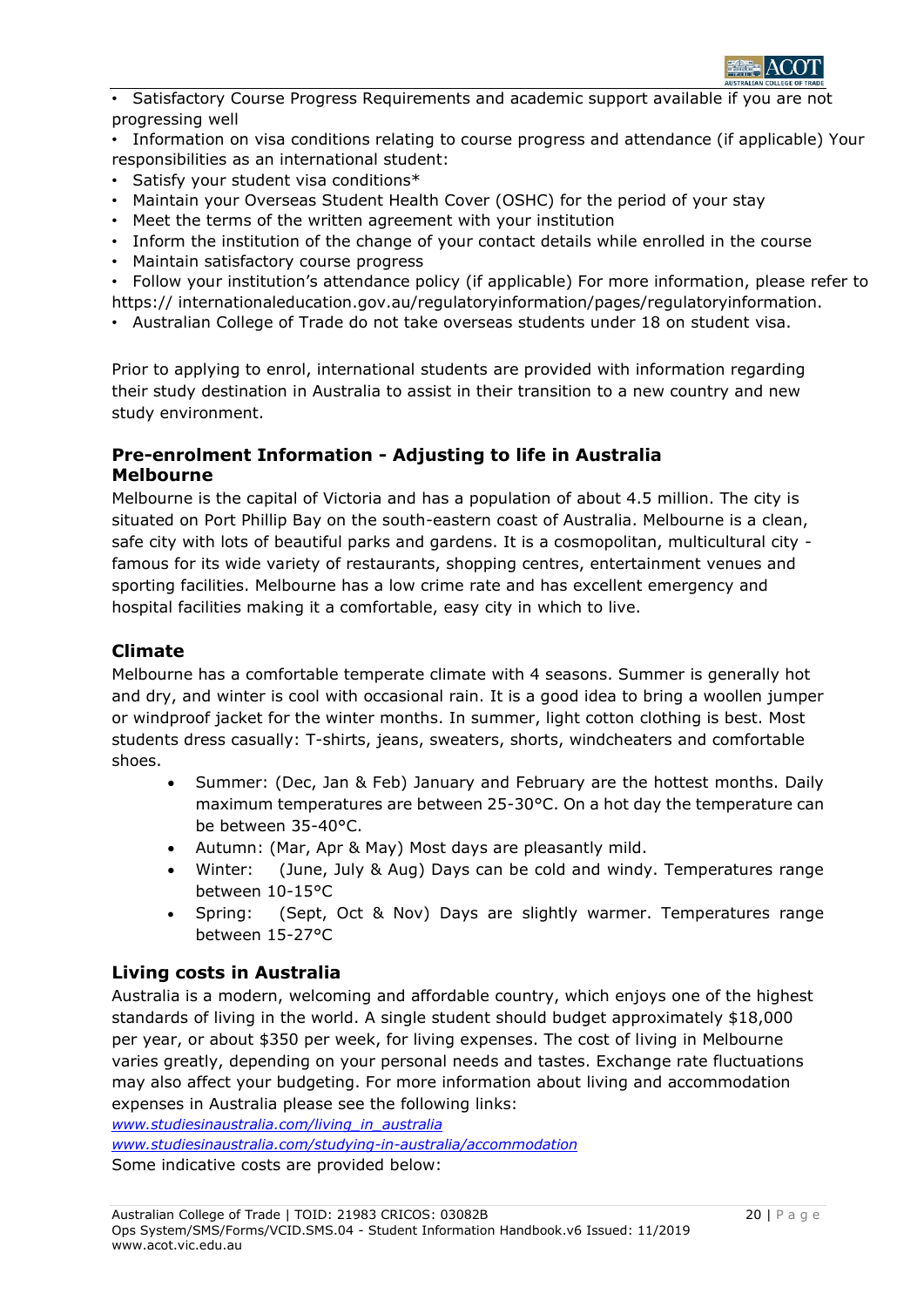- Satisfactory Course Progress Requirements and academic support available if you are not progressing well
- Information on visa conditions relating to course progress and attendance (if applicable) Your responsibilities as an international student:
- Satisfy your student visa conditions*
- Maintain your Overseas Student Health Cover (OSHC) for the period of your stay
- Meet the terms of the written agreement with your institution
- Inform the institution of the change of your contact details while enrolled in the course
- Maintain satisfactory course progress
- Follow your institution's attendance policy (if applicable) For more information, please refer to https:// internationaleducation.gov.au/regulatoryinformation/pages/regulatoryinformation.
- Australian College of Trade do not take overseas students under 18 on student visa.

Prior to applying to enrol, international students are provided with information regarding their study destination in Australia to assist in their transition to a new country and new study environment.

### Pre-enrolment Information - Adjusting to life in Australia

### Melbourne

Melbourne is the capital of Victoria and has a population of about 4.5 million. The city is situated on Port Phillip Bay on the south-eastern coast of Australia. Melbourne is a clean, safe city with lots of beautiful parks and gardens. It is a cosmopolitan, multicultural city - famous for its wide variety of restaurants, shopping centres, entertainment venues and sporting facilities. Melbourne has a low crime rate and has excellent emergency and hospital facilities making it a comfortable, easy city in which to live.

### Climate

Melbourne has a comfortable temperate climate with 4 seasons. Summer is generally hot and dry, and winter is cool with occasional rain. It is a good idea to bring a woollen jumper or windproof jacket for the winter months. In summer, light cotton clothing is best. Most students dress casually: T-shirts, jeans, sweaters, shorts, windcheaters and comfortable shoes.

- Summer: (Dec, Jan & Feb) January and February are the hottest months. Daily maximum temperatures are between 25-30°C. On a hot day the temperature can be between 35-40°C.
- Autumn: (Mar, Apr & May) Most days are pleasantly mild.
- Winter: (June, July & Aug) Days can be cold and windy. Temperatures range between 10-15°C
- Spring: (Sept, Oct & Nov) Days are slightly warmer. Temperatures range between 15-27°C

### Living costs in Australia

Australia is a modern, welcoming and affordable country, which enjoys one of the highest standards of living in the world. A single student should budget approximately $18,000 per year, or about $350 per week, for living expenses. The cost of living in Melbourne varies greatly, depending on your personal needs and tastes. Exchange rate fluctuations may also affect your budgeting. For more information about living and accommodation expenses in Australia please see the following links:

*www.studiesinaustralia.com/living_in_australia*

*www.studiesinaustralia.com/studying-in-australia/accommodation*

Some indicative costs are provided below: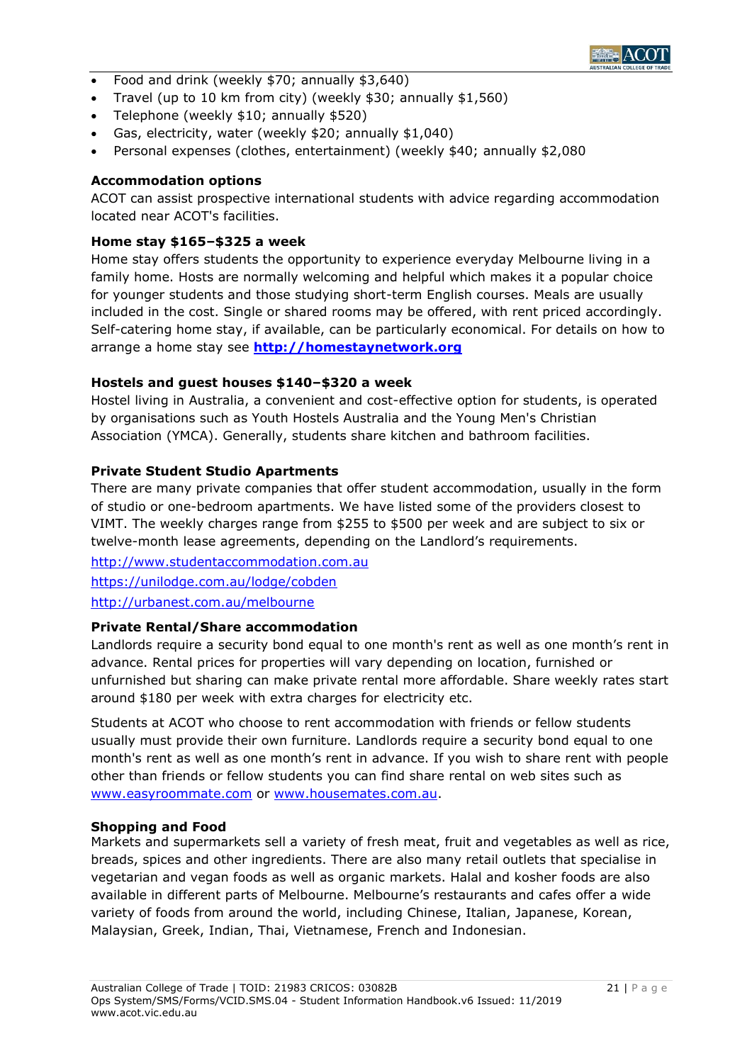- Food and drink (weekly $70; annually $3,640)
- Travel (up to 10 km from city) (weekly $30; annually $1,560)
- Telephone (weekly $10; annually $520)
- Gas, electricity, water (weekly $20; annually $1,040)
- Personal expenses (clothes, entertainment) (weekly $40; annually $2,080

**Accommodation options**

ACOT can assist prospective international students with advice regarding accommodation located near ACOT's facilities.

**Home stay $165–$325 a week**

Home stay offers students the opportunity to experience everyday Melbourne living in a family home. Hosts are normally welcoming and helpful which makes it a popular choice for younger students and those studying short-term English courses. Meals are usually included in the cost. Single or shared rooms may be offered, with rent priced accordingly. Self-catering home stay, if available, can be particularly economical. For details on how to arrange a home stay see **http://homestaynetwork.org**

**Hostels and guest houses $140–$320 a week**

Hostel living in Australia, a convenient and cost-effective option for students, is operated by organisations such as Youth Hostels Australia and the Young Men's Christian Association (YMCA). Generally, students share kitchen and bathroom facilities.

**Private Student Studio Apartments**

There are many private companies that offer student accommodation, usually in the form of studio or one-bedroom apartments. We have listed some of the providers closest to VIMT. The weekly charges range from $255 to $500 per week and are subject to six or twelve-month lease agreements, depending on the Landlord's requirements.

http://www.studentaccommodation.com.au

https://unilodge.com.au/lodge/cobden

http://urbanest.com.au/melbourne

**Private Rental/Share accommodation**

Landlords require a security bond equal to one month's rent as well as one month's rent in advance. Rental prices for properties will vary depending on location, furnished or unfurnished but sharing can make private rental more affordable. Share weekly rates start around $180 per week with extra charges for electricity etc.

Students at ACOT who choose to rent accommodation with friends or fellow students usually must provide their own furniture. Landlords require a security bond equal to one month's rent as well as one month's rent in advance. If you wish to share rent with people other than friends or fellow students you can find share rental on web sites such as www.easyroommate.com or www.housemates.com.au.

**Shopping and Food**

Markets and supermarkets sell a variety of fresh meat, fruit and vegetables as well as rice, breads, spices and other ingredients. There are also many retail outlets that specialise in vegetarian and vegan foods as well as organic markets. Halal and kosher foods are also available in different parts of Melbourne. Melbourne's restaurants and cafes offer a wide variety of foods from around the world, including Chinese, Italian, Japanese, Korean, Malaysian, Greek, Indian, Thai, Vietnamese, French and Indonesian.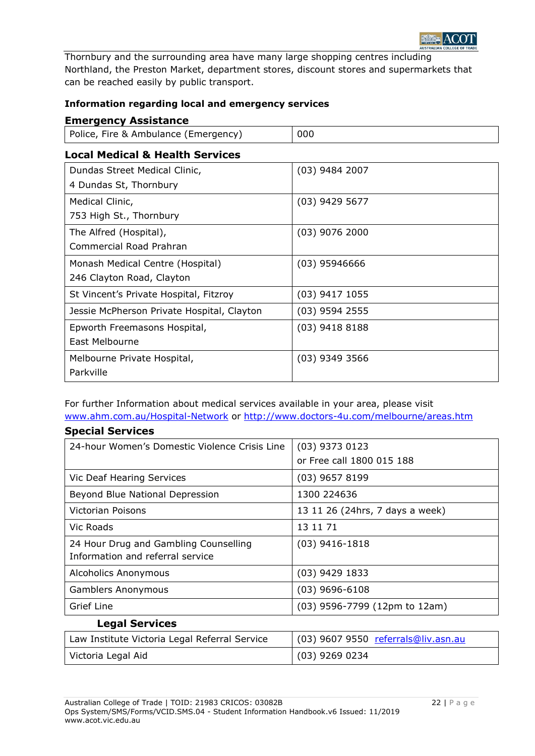Thornbury and the surrounding area have many large shopping centres including Northland, the Preston Market, department stores, discount stores and supermarkets that can be reached easily by public transport.

**Information regarding local and emergency services**

### Emergency Assistance

| Police, Fire & Ambulance (Emergency) | 000 |
|---|---|

### Local Medical & Health Services

| | |
|---|---|
| Dundas Street Medical Clinic,<br>4 Dundas St, Thornbury | (03) 9484 2007 |
| Medical Clinic,<br>753 High St., Thornbury | (03) 9429 5677 |
| The Alfred (Hospital),<br>Commercial Road Prahran | (03) 9076 2000 |
| Monash Medical Centre (Hospital)<br>246 Clayton Road, Clayton | (03) 95946666 |
| St Vincent's Private Hospital, Fitzroy | (03) 9417 1055 |
| Jessie McPherson Private Hospital, Clayton | (03) 9594 2555 |
| Epworth Freemasons Hospital,<br>East Melbourne | (03) 9418 8188 |
| Melbourne Private Hospital,<br>Parkville | (03) 9349 3566 |

For further Information about medical services available in your area, please visit [www.ahm.com.au/Hospital-Network](www.ahm.com.au/Hospital-Network) or [http://www.doctors-4u.com/melbourne/areas.htm](http://www.doctors-4u.com/melbourne/areas.htm)

### Special Services

| | |
|---|---|
| 24-hour Women's Domestic Violence Crisis Line | (03) 9373 0123<br>or Free call 1800 015 188 |
| Vic Deaf Hearing Services | (03) 9657 8199 |
| Beyond Blue National Depression | 1300 224636 |
| Victorian Poisons | 13 11 26 (24hrs, 7 days a week) |
| Vic Roads | 13 11 71 |
| 24 Hour Drug and Gambling Counselling Information and referral service | (03) 9416-1818 |
| Alcoholics Anonymous | (03) 9429 1833 |
| Gamblers Anonymous | (03) 9696-6108 |
| Grief Line | (03) 9596-7799 (12pm to 12am) |

### Legal Services

| | |
|---|---|
| Law Institute Victoria Legal Referral Service | (03) 9607 9550 [referrals@liv.asn.au](mailto:referrals@liv.asn.au) |
| Victoria Legal Aid | (03) 9269 0234 |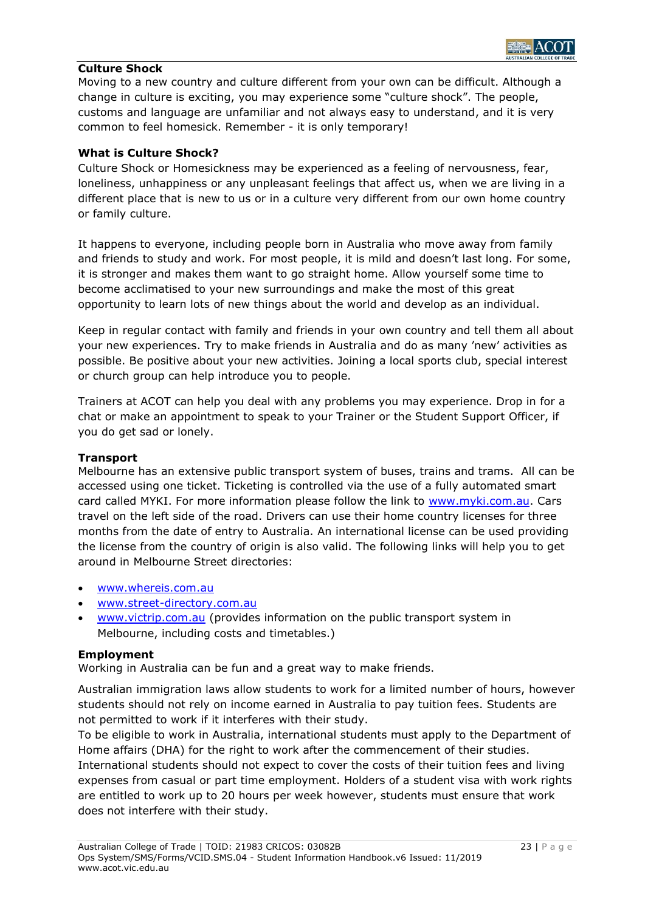**Culture Shock**

Moving to a new country and culture different from your own can be difficult. Although a change in culture is exciting, you may experience some "culture shock". The people, customs and language are unfamiliar and not always easy to understand, and it is very common to feel homesick. Remember - it is only temporary!

**What is Culture Shock?**

Culture Shock or Homesickness may be experienced as a feeling of nervousness, fear, loneliness, unhappiness or any unpleasant feelings that affect us, when we are living in a different place that is new to us or in a culture very different from our own home country or family culture.

It happens to everyone, including people born in Australia who move away from family and friends to study and work. For most people, it is mild and doesn't last long. For some, it is stronger and makes them want to go straight home. Allow yourself some time to become acclimatised to your new surroundings and make the most of this great opportunity to learn lots of new things about the world and develop as an individual.

Keep in regular contact with family and friends in your own country and tell them all about your new experiences. Try to make friends in Australia and do as many 'new' activities as possible. Be positive about your new activities. Joining a local sports club, special interest or church group can help introduce you to people.

Trainers at ACOT can help you deal with any problems you may experience. Drop in for a chat or make an appointment to speak to your Trainer or the Student Support Officer, if you do get sad or lonely.

**Transport**

Melbourne has an extensive public transport system of buses, trains and trams. All can be accessed using one ticket. Ticketing is controlled via the use of a fully automated smart card called MYKI. For more information please follow the link to www.myki.com.au. Cars travel on the left side of the road. Drivers can use their home country licenses for three months from the date of entry to Australia. An international license can be used providing the license from the country of origin is also valid. The following links will help you to get around in Melbourne Street directories:

- www.whereis.com.au
- www.street-directory.com.au
- www.victrip.com.au (provides information on the public transport system in Melbourne, including costs and timetables.)

**Employment**

Working in Australia can be fun and a great way to make friends.

Australian immigration laws allow students to work for a limited number of hours, however students should not rely on income earned in Australia to pay tuition fees. Students are not permitted to work if it interferes with their study.

To be eligible to work in Australia, international students must apply to the Department of Home affairs (DHA) for the right to work after the commencement of their studies. International students should not expect to cover the costs of their tuition fees and living expenses from casual or part time employment. Holders of a student visa with work rights are entitled to work up to 20 hours per week however, students must ensure that work does not interfere with their study.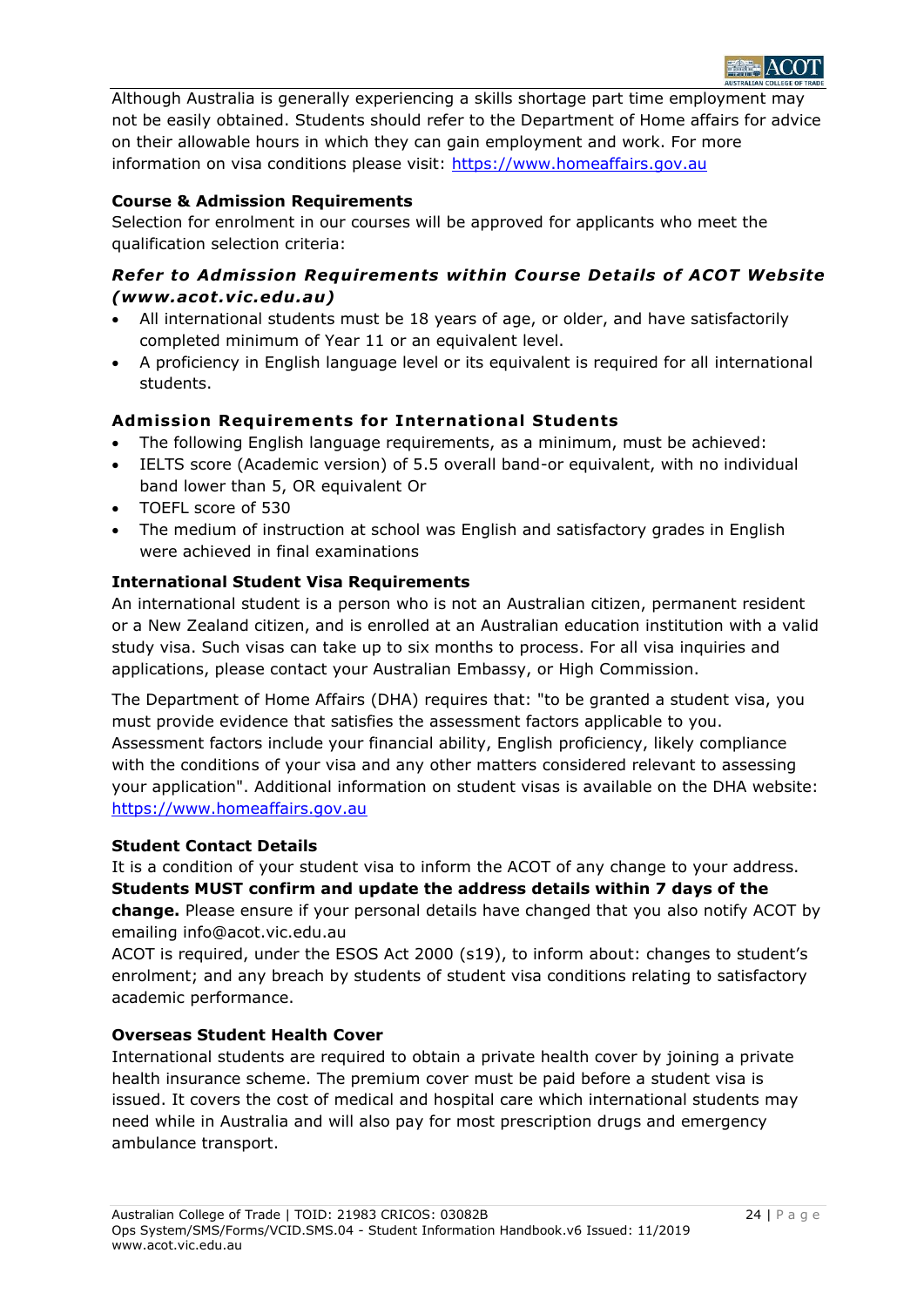Although Australia is generally experiencing a skills shortage part time employment may not be easily obtained. Students should refer to the Department of Home affairs for advice on their allowable hours in which they can gain employment and work. For more information on visa conditions please visit: https://www.homeaffairs.gov.au

### Course & Admission Requirements

Selection for enrolment in our courses will be approved for applicants who meet the qualification selection criteria:

### *Refer to Admission Requirements within Course Details of ACOT Website (www.acot.vic.edu.au)*

- All international students must be 18 years of age, or older, and have satisfactorily completed minimum of Year 11 or an equivalent level.
- A proficiency in English language level or its equivalent is required for all international students.

### Admission Requirements for International Students

- The following English language requirements, as a minimum, must be achieved:
- IELTS score (Academic version) of 5.5 overall band-or equivalent, with no individual band lower than 5, OR equivalent Or
- TOEFL score of 530
- The medium of instruction at school was English and satisfactory grades in English were achieved in final examinations

### International Student Visa Requirements

An international student is a person who is not an Australian citizen, permanent resident or a New Zealand citizen, and is enrolled at an Australian education institution with a valid study visa. Such visas can take up to six months to process. For all visa inquiries and applications, please contact your Australian Embassy, or High Commission.

The Department of Home Affairs (DHA) requires that: "to be granted a student visa, you must provide evidence that satisfies the assessment factors applicable to you. Assessment factors include your financial ability, English proficiency, likely compliance with the conditions of your visa and any other matters considered relevant to assessing your application". Additional information on student visas is available on the DHA website: https://www.homeaffairs.gov.au

### Student Contact Details

It is a condition of your student visa to inform the ACOT of any change to your address. **Students MUST confirm and update the address details within 7 days of the change.** Please ensure if your personal details have changed that you also notify ACOT by emailing info@acot.vic.edu.au

ACOT is required, under the ESOS Act 2000 (s19), to inform about: changes to student's enrolment; and any breach by students of student visa conditions relating to satisfactory academic performance.

### Overseas Student Health Cover

International students are required to obtain a private health cover by joining a private health insurance scheme. The premium cover must be paid before a student visa is issued. It covers the cost of medical and hospital care which international students may need while in Australia and will also pay for most prescription drugs and emergency ambulance transport.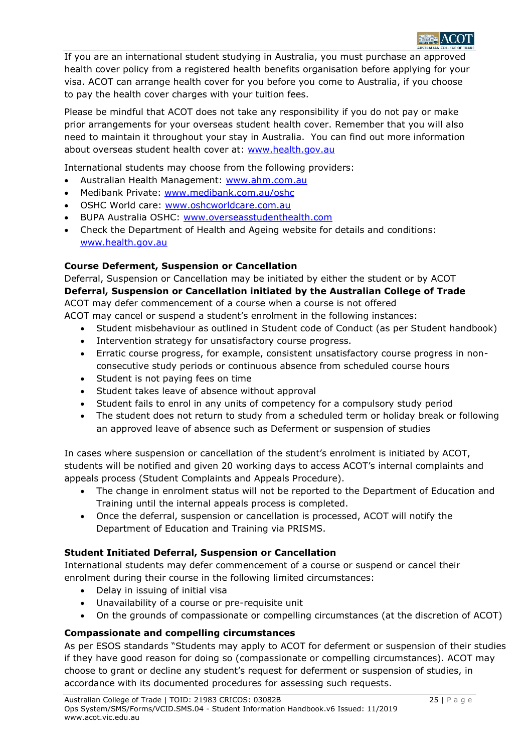If you are an international student studying in Australia, you must purchase an approved health cover policy from a registered health benefits organisation before applying for your visa. ACOT can arrange health cover for you before you come to Australia, if you choose to pay the health cover charges with your tuition fees.

Please be mindful that ACOT does not take any responsibility if you do not pay or make prior arrangements for your overseas student health cover. Remember that you will also need to maintain it throughout your stay in Australia. You can find out more information about overseas student health cover at: www.health.gov.au

International students may choose from the following providers:

- Australian Health Management: www.ahm.com.au
- Medibank Private: www.medibank.com.au/oshc
- OSHC World care: www.oshcworldcare.com.au
- BUPA Australia OSHC: www.overseasstudenthealth.com
- Check the Department of Health and Ageing website for details and conditions: www.health.gov.au

**Course Deferment, Suspension or Cancellation**

Deferral, Suspension or Cancellation may be initiated by either the student or by ACOT

**Deferral, Suspension or Cancellation initiated by the Australian College of Trade**

ACOT may defer commencement of a course when a course is not offered

ACOT may cancel or suspend a student's enrolment in the following instances:

- Student misbehaviour as outlined in Student code of Conduct (as per Student handbook)
- Intervention strategy for unsatisfactory course progress.
- Erratic course progress, for example, consistent unsatisfactory course progress in non-consecutive study periods or continuous absence from scheduled course hours
- Student is not paying fees on time
- Student takes leave of absence without approval
- Student fails to enrol in any units of competency for a compulsory study period
- The student does not return to study from a scheduled term or holiday break or following an approved leave of absence such as Deferment or suspension of studies

In cases where suspension or cancellation of the student's enrolment is initiated by ACOT, students will be notified and given 20 working days to access ACOT's internal complaints and appeals process (Student Complaints and Appeals Procedure).

- The change in enrolment status will not be reported to the Department of Education and Training until the internal appeals process is completed.
- Once the deferral, suspension or cancellation is processed, ACOT will notify the Department of Education and Training via PRISMS.

**Student Initiated Deferral, Suspension or Cancellation**

International students may defer commencement of a course or suspend or cancel their enrolment during their course in the following limited circumstances:

- Delay in issuing of initial visa
- Unavailability of a course or pre-requisite unit
- On the grounds of compassionate or compelling circumstances (at the discretion of ACOT)

**Compassionate and compelling circumstances**

As per ESOS standards "Students may apply to ACOT for deferment or suspension of their studies if they have good reason for doing so (compassionate or compelling circumstances). ACOT may choose to grant or decline any student's request for deferment or suspension of studies, in accordance with its documented procedures for assessing such requests.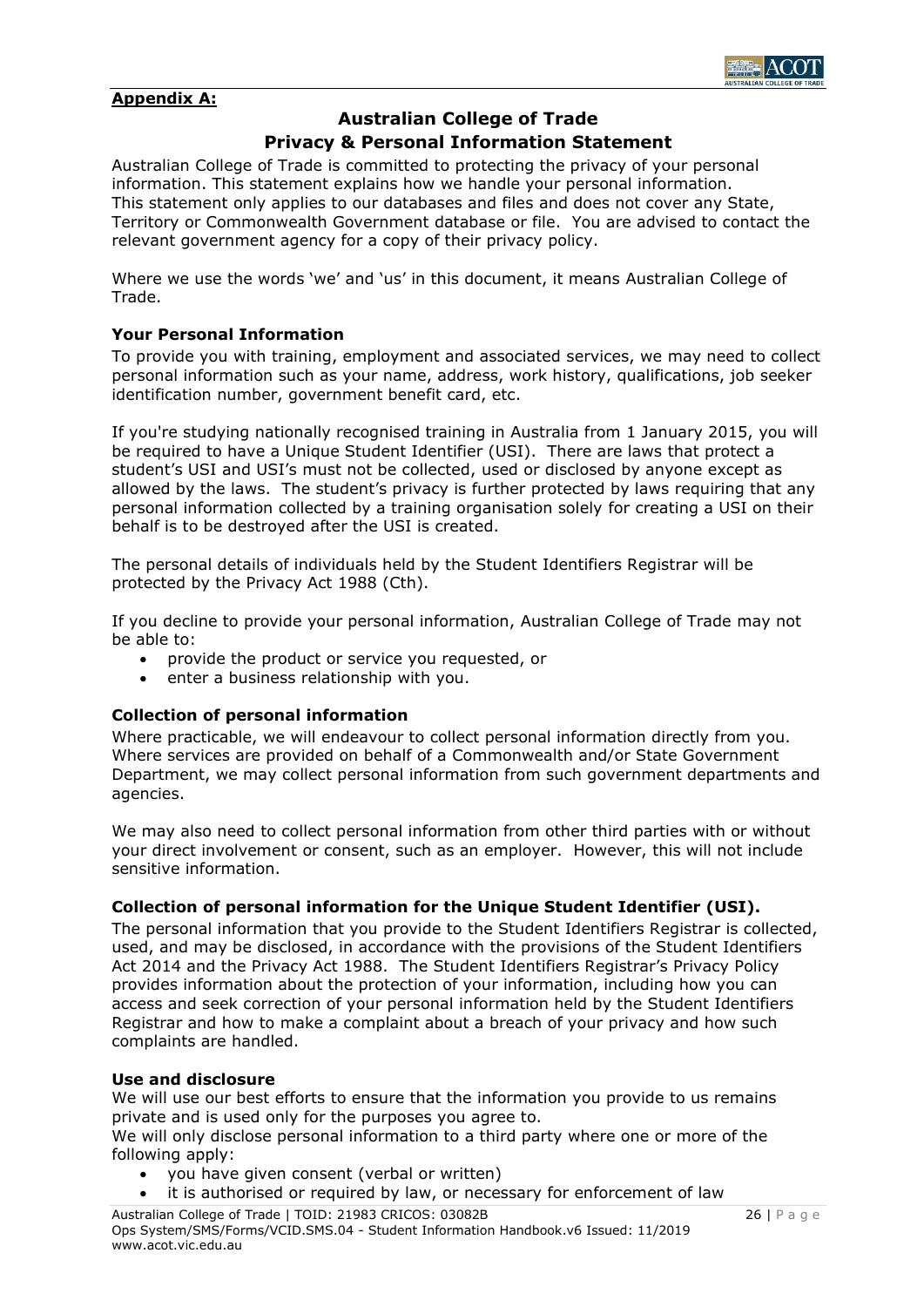**Appendix A:**

# Australian College of Trade
## Privacy & Personal Information Statement

Australian College of Trade is committed to protecting the privacy of your personal information. This statement explains how we handle your personal information. This statement only applies to our databases and files and does not cover any State, Territory or Commonwealth Government database or file. You are advised to contact the relevant government agency for a copy of their privacy policy.

Where we use the words 'we' and 'us' in this document, it means Australian College of Trade.

### Your Personal Information

To provide you with training, employment and associated services, we may need to collect personal information such as your name, address, work history, qualifications, job seeker identification number, government benefit card, etc.

If you're studying nationally recognised training in Australia from 1 January 2015, you will be required to have a Unique Student Identifier (USI). There are laws that protect a student's USI and USI's must not be collected, used or disclosed by anyone except as allowed by the laws. The student's privacy is further protected by laws requiring that any personal information collected by a training organisation solely for creating a USI on their behalf is to be destroyed after the USI is created.

The personal details of individuals held by the Student Identifiers Registrar will be protected by the Privacy Act 1988 (Cth).

If you decline to provide your personal information, Australian College of Trade may not be able to:

- provide the product or service you requested, or
- enter a business relationship with you.

### Collection of personal information

Where practicable, we will endeavour to collect personal information directly from you. Where services are provided on behalf of a Commonwealth and/or State Government Department, we may collect personal information from such government departments and agencies.

We may also need to collect personal information from other third parties with or without your direct involvement or consent, such as an employer. However, this will not include sensitive information.

### Collection of personal information for the Unique Student Identifier (USI).

The personal information that you provide to the Student Identifiers Registrar is collected, used, and may be disclosed, in accordance with the provisions of the Student Identifiers Act 2014 and the Privacy Act 1988. The Student Identifiers Registrar's Privacy Policy provides information about the protection of your information, including how you can access and seek correction of your personal information held by the Student Identifiers Registrar and how to make a complaint about a breach of your privacy and how such complaints are handled.

### Use and disclosure

We will use our best efforts to ensure that the information you provide to us remains private and is used only for the purposes you agree to.

We will only disclose personal information to a third party where one or more of the following apply:

- you have given consent (verbal or written)
- it is authorised or required by law, or necessary for enforcement of law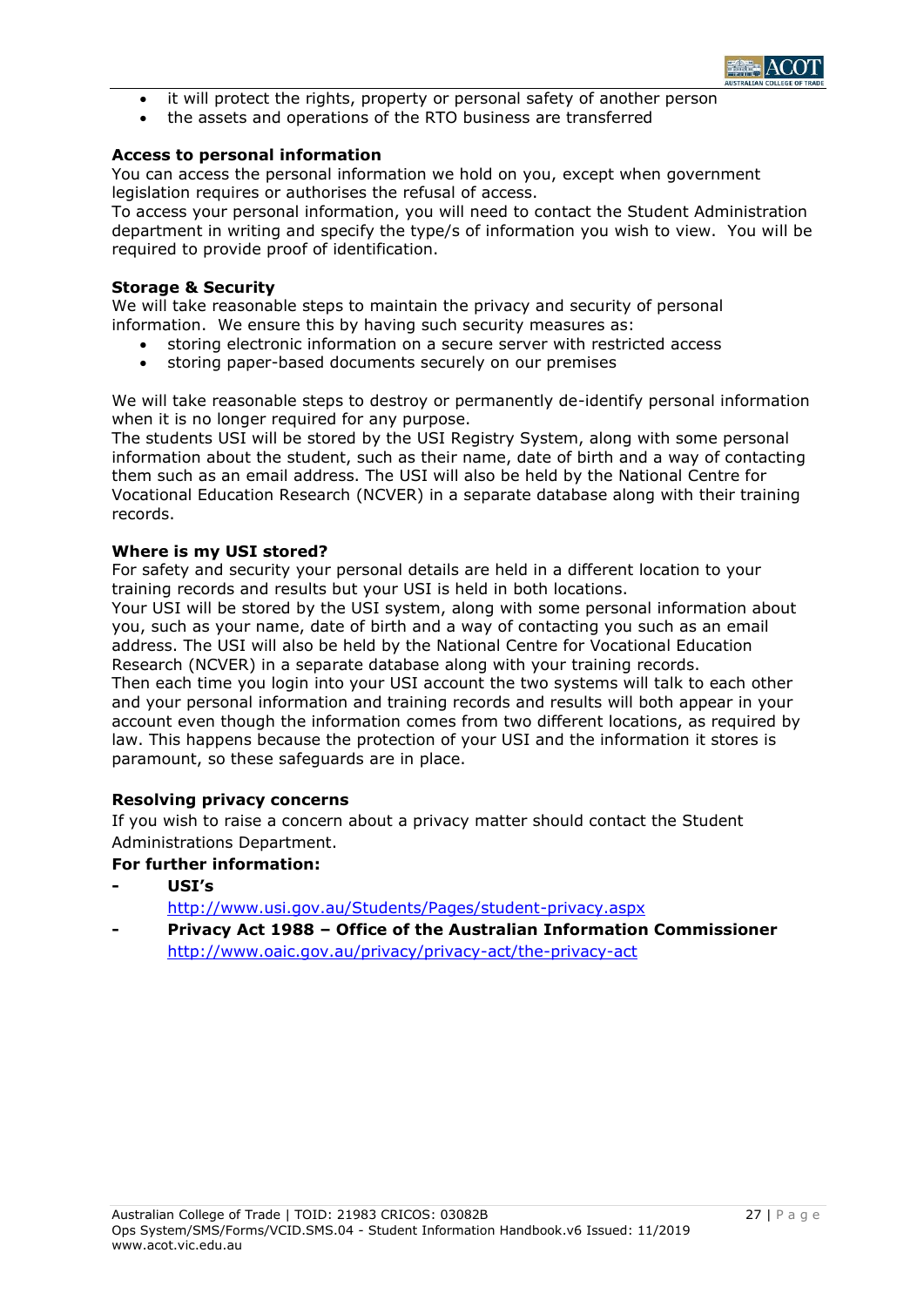- it will protect the rights, property or personal safety of another person
- the assets and operations of the RTO business are transferred

**Access to personal information**

You can access the personal information we hold on you, except when government legislation requires or authorises the refusal of access.

To access your personal information, you will need to contact the Student Administration department in writing and specify the type/s of information you wish to view. You will be required to provide proof of identification.

**Storage & Security**

We will take reasonable steps to maintain the privacy and security of personal information. We ensure this by having such security measures as:

- storing electronic information on a secure server with restricted access
- storing paper-based documents securely on our premises

We will take reasonable steps to destroy or permanently de-identify personal information when it is no longer required for any purpose.

The students USI will be stored by the USI Registry System, along with some personal information about the student, such as their name, date of birth and a way of contacting them such as an email address. The USI will also be held by the National Centre for Vocational Education Research (NCVER) in a separate database along with their training records.

**Where is my USI stored?**

For safety and security your personal details are held in a different location to your training records and results but your USI is held in both locations.

Your USI will be stored by the USI system, along with some personal information about you, such as your name, date of birth and a way of contacting you such as an email address. The USI will also be held by the National Centre for Vocational Education Research (NCVER) in a separate database along with your training records.

Then each time you login into your USI account the two systems will talk to each other and your personal information and training records and results will both appear in your account even though the information comes from two different locations, as required by law. This happens because the protection of your USI and the information it stores is paramount, so these safeguards are in place.

**Resolving privacy concerns**

If you wish to raise a concern about a privacy matter should contact the Student Administrations Department.

**For further information:**

- **USI's**
  http://www.usi.gov.au/Students/Pages/student-privacy.aspx
- **Privacy Act 1988 – Office of the Australian Information Commissioner**
  http://www.oaic.gov.au/privacy/privacy-act/the-privacy-act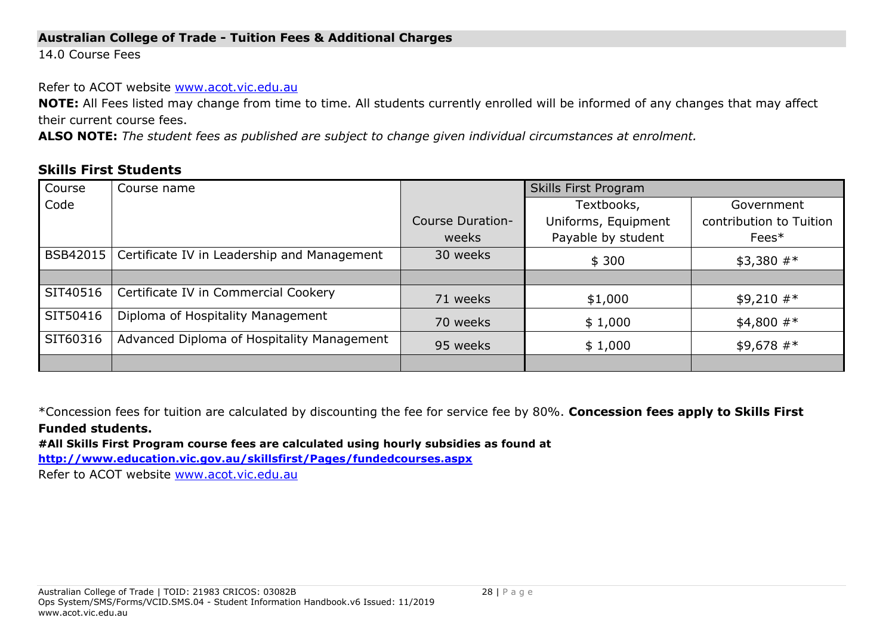## Australian College of Trade - Tuition Fees & Additional Charges

14.0 Course Fees

Refer to ACOT website www.acot.vic.edu.au

**NOTE:** All Fees listed may change from time to time. All students currently enrolled will be informed of any changes that may affect their current course fees.

**ALSO NOTE:** *The student fees as published are subject to change given individual circumstances at enrolment.*

### Skills First Students

| Course Code | Course name | Course Duration-weeks | Skills First Program | |
|---|---|---|---|---|
| | | | Textbooks, Uniforms, Equipment Payable by student | Government contribution to Tuition Fees* |
| BSB42015 | Certificate IV in Leadership and Management | 30 weeks | $ 300 | $3,380 #* |
| | | | | |
| SIT40516 | Certificate IV in Commercial Cookery | 71 weeks | $1,000 | $9,210 #* |
| SIT50416 | Diploma of Hospitality Management | 70 weeks | $ 1,000 | $4,800 #* |
| SIT60316 | Advanced Diploma of Hospitality Management | 95 weeks | $ 1,000 | $9,678 #* |
| | | | | |

*Concession fees for tuition are calculated by discounting the fee for service fee by 80%. **Concession fees apply to Skills First Funded students.**

**#All Skills First Program course fees are calculated using hourly subsidies as found at http://www.education.vic.gov.au/skillsfirst/Pages/fundedcourses.aspx**

Refer to ACOT website www.acot.vic.edu.au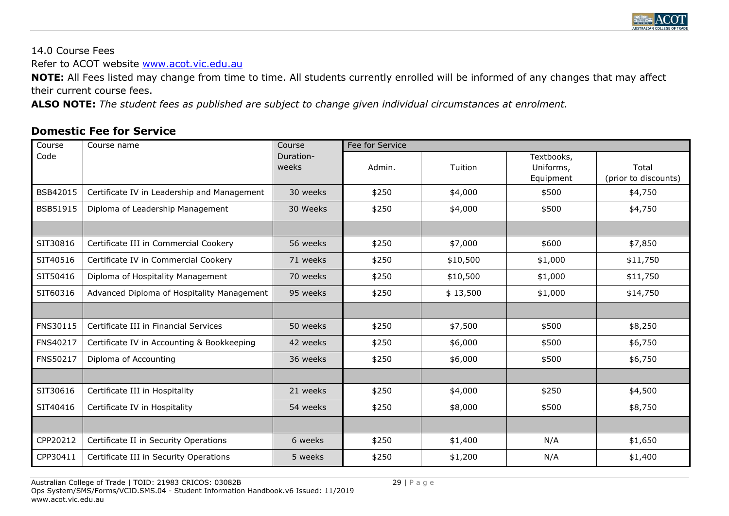14.0 Course Fees

Refer to ACOT website [www.acot.vic.edu.au](http://www.acot.vic.edu.au)

**NOTE:** All Fees listed may change from time to time. All students currently enrolled will be informed of any changes that may affect their current course fees.

**ALSO NOTE:** *The student fees as published are subject to change given individual circumstances at enrolment.*

## Domestic Fee for Service

| Course Code | Course name | Course Duration-weeks | Fee for Service | | | |
|---|---|---|---|---|---|---|
| | | | Admin. | Tuition | Textbooks, Uniforms, Equipment | Total (prior to discounts) |
| BSB42015 | Certificate IV in Leadership and Management | 30 weeks | $250 | $4,000 | $500 | $4,750 |
| BSB51915 | Diploma of Leadership Management | 30 Weeks | $250 | $4,000 | $500 | $4,750 |
| | | | | | | |
| SIT30816 | Certificate III in Commercial Cookery | 56 weeks | $250 | $7,000 | $600 | $7,850 |
| SIT40516 | Certificate IV in Commercial Cookery | 71 weeks | $250 | $10,500 | $1,000 | $11,750 |
| SIT50416 | Diploma of Hospitality Management | 70 weeks | $250 | $10,500 | $1,000 | $11,750 |
| SIT60316 | Advanced Diploma of Hospitality Management | 95 weeks | $250 | $ 13,500 | $1,000 | $14,750 |
| | | | | | | |
| FNS30115 | Certificate III in Financial Services | 50 weeks | $250 | $7,500 | $500 | $8,250 |
| FNS40217 | Certificate IV in Accounting & Bookkeeping | 42 weeks | $250 | $6,000 | $500 | $6,750 |
| FNS50217 | Diploma of Accounting | 36 weeks | $250 | $6,000 | $500 | $6,750 |
| | | | | | | |
| SIT30616 | Certificate III in Hospitality | 21 weeks | $250 | $4,000 | $250 | $4,500 |
| SIT40416 | Certificate IV in Hospitality | 54 weeks | $250 | $8,000 | $500 | $8,750 |
| | | | | | | |
| CPP20212 | Certificate II in Security Operations | 6 weeks | $250 | $1,400 | N/A | $1,650 |
| CPP30411 | Certificate III in Security Operations | 5 weeks | $250 | $1,200 | N/A | $1,400 |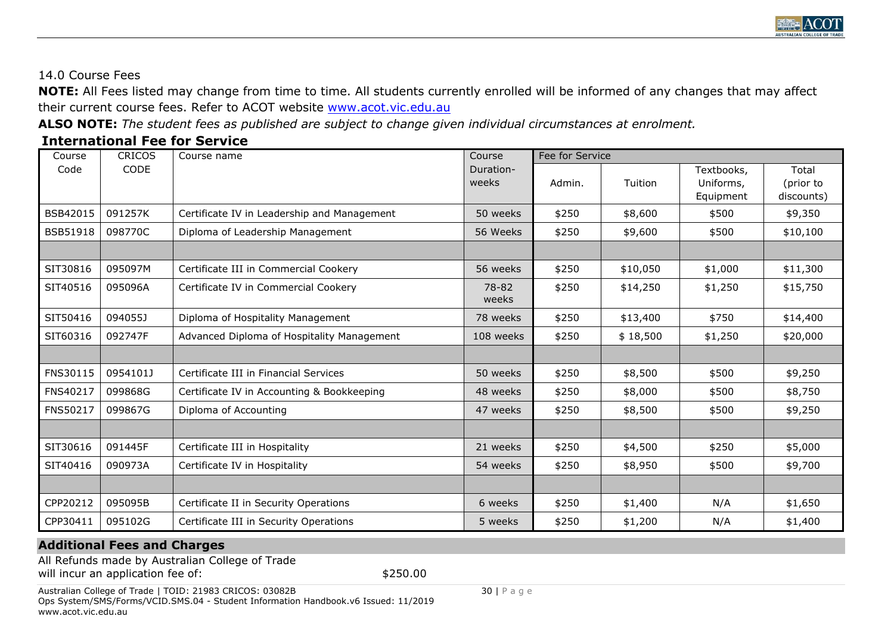## 14.0 Course Fees

**NOTE:** All Fees listed may change from time to time. All students currently enrolled will be informed of any changes that may affect their current course fees. Refer to ACOT website [www.acot.vic.edu.au](http://www.acot.vic.edu.au)

**ALSO NOTE:** *The student fees as published are subject to change given individual circumstances at enrolment.*

### International Fee for Service

| Course Code | CRICOS CODE | Course name | Course Duration-weeks | Fee for Service | | | |
|---|---|---|---|---|---|---|---|
| | | | | Admin. | Tuition | Textbooks, Uniforms, Equipment | Total (prior to discounts) |
| BSB42015 | 091257K | Certificate IV in Leadership and Management | 50 weeks | $250 | $8,600 | $500 | $9,350 |
| BSB51918 | 098770C | Diploma of Leadership Management | 56 Weeks | $250 | $9,600 | $500 | $10,100 |
| | | | | | | | |
| SIT30816 | 095097M | Certificate III in Commercial Cookery | 56 weeks | $250 | $10,050 | $1,000 | $11,300 |
| SIT40516 | 095096A | Certificate IV in Commercial Cookery | 78-82 weeks | $250 | $14,250 | $1,250 | $15,750 |
| SIT50416 | 094055J | Diploma of Hospitality Management | 78 weeks | $250 | $13,400 | $750 | $14,400 |
| SIT60316 | 092747F | Advanced Diploma of Hospitality Management | 108 weeks | $250 | $ 18,500 | $1,250 | $20,000 |
| | | | | | | | |
| FNS30115 | 0954101J | Certificate III in Financial Services | 50 weeks | $250 | $8,500 | $500 | $9,250 |
| FNS40217 | 099868G | Certificate IV in Accounting & Bookkeeping | 48 weeks | $250 | $8,000 | $500 | $8,750 |
| FNS50217 | 099867G | Diploma of Accounting | 47 weeks | $250 | $8,500 | $500 | $9,250 |
| | | | | | | | |
| SIT30616 | 091445F | Certificate III in Hospitality | 21 weeks | $250 | $4,500 | $250 | $5,000 |
| SIT40416 | 090973A | Certificate IV in Hospitality | 54 weeks | $250 | $8,950 | $500 | $9,700 |
| | | | | | | | |
| CPP20212 | 095095B | Certificate II in Security Operations | 6 weeks | $250 | $1,400 | N/A | $1,650 |
| CPP30411 | 095102G | Certificate III in Security Operations | 5 weeks | $250 | $1,200 | N/A | $1,400 |

### Additional Fees and Charges

All Refunds made by Australian College of Trade will incur an application fee of: $250.00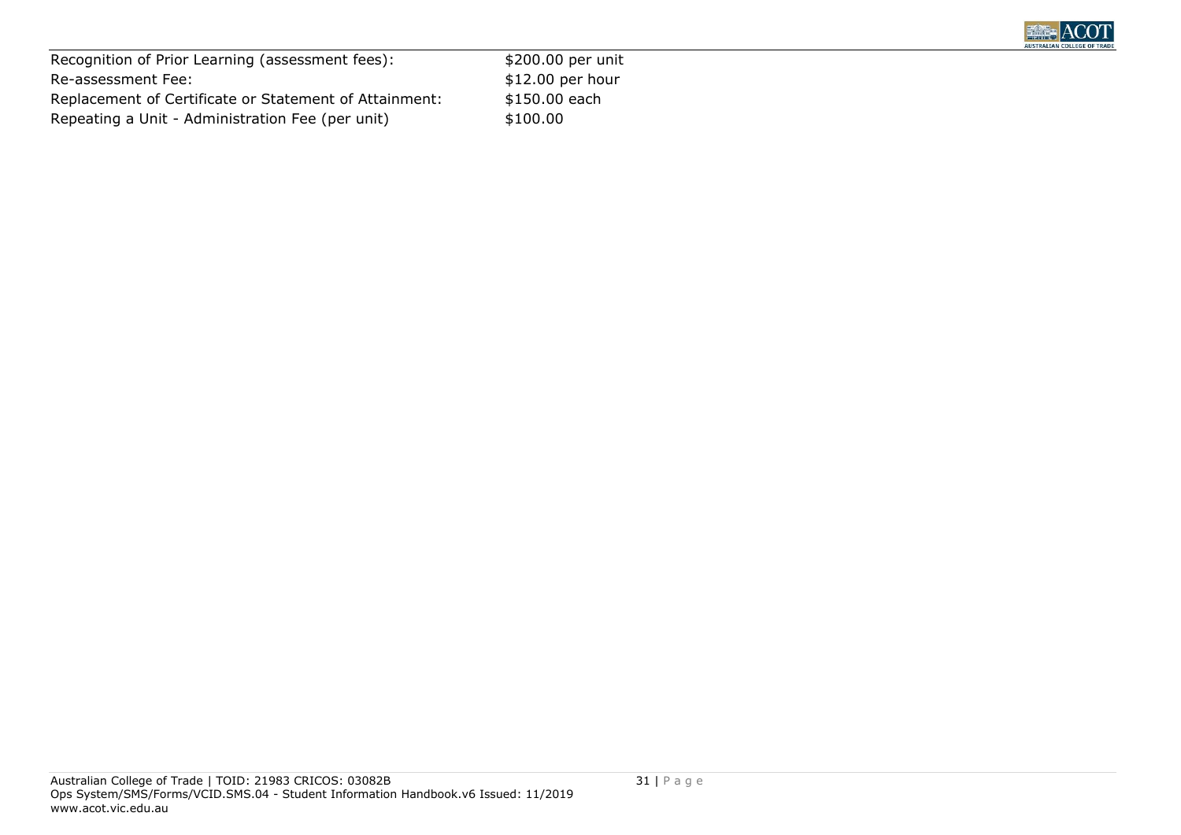| | |
|---|---|
| Recognition of Prior Learning (assessment fees): | $200.00 per unit |
| Re-assessment Fee: | $12.00 per hour |
| Replacement of Certificate or Statement of Attainment: | $150.00 each |
| Repeating a Unit - Administration Fee (per unit) | $100.00 |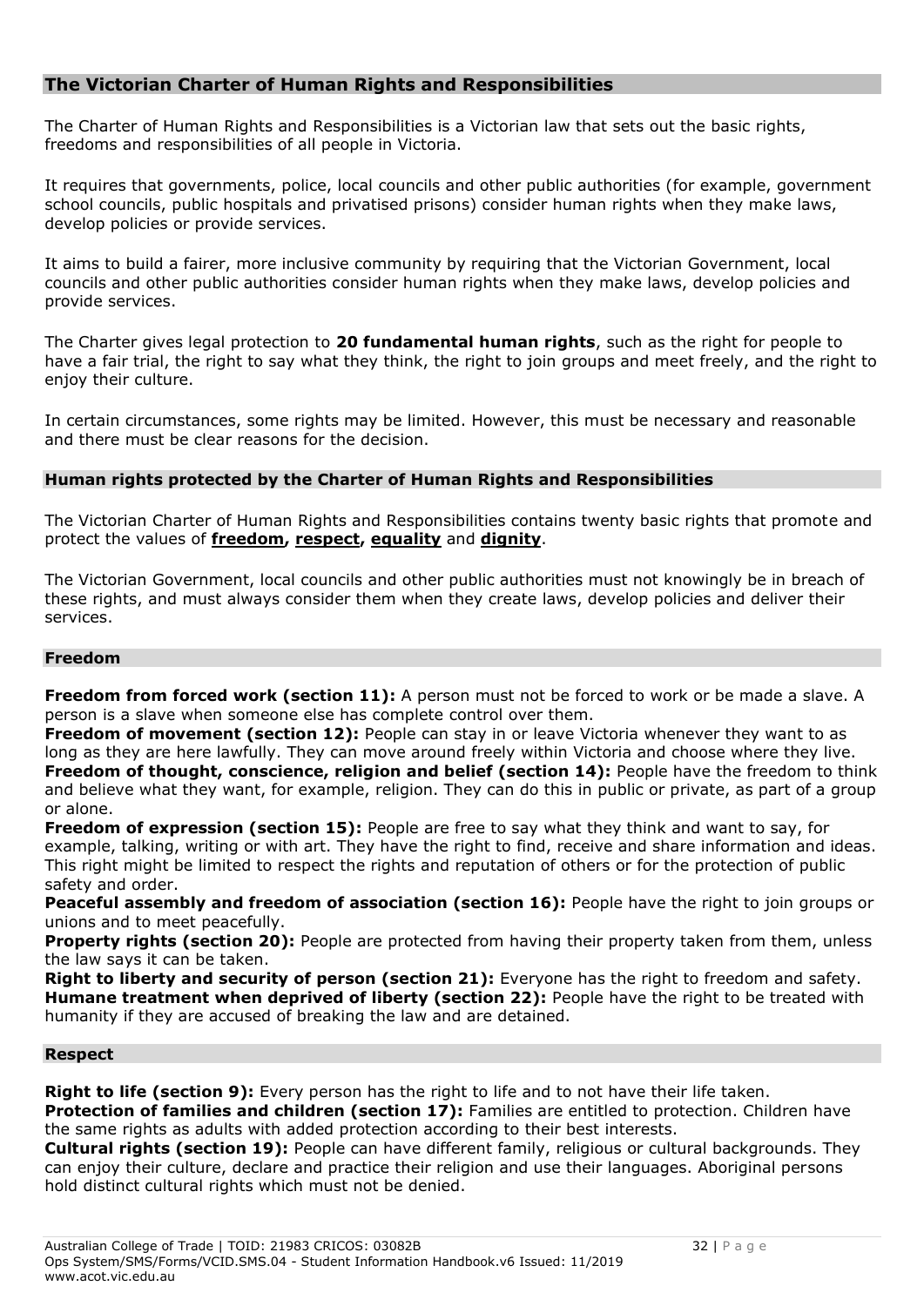## The Victorian Charter of Human Rights and Responsibilities

The Charter of Human Rights and Responsibilities is a Victorian law that sets out the basic rights, freedoms and responsibilities of all people in Victoria.

It requires that governments, police, local councils and other public authorities (for example, government school councils, public hospitals and privatised prisons) consider human rights when they make laws, develop policies or provide services.

It aims to build a fairer, more inclusive community by requiring that the Victorian Government, local councils and other public authorities consider human rights when they make laws, develop policies and provide services.

The Charter gives legal protection to **20 fundamental human rights**, such as the right for people to have a fair trial, the right to say what they think, the right to join groups and meet freely, and the right to enjoy their culture.

In certain circumstances, some rights may be limited. However, this must be necessary and reasonable and there must be clear reasons for the decision.

### Human rights protected by the Charter of Human Rights and Responsibilities

The Victorian Charter of Human Rights and Responsibilities contains twenty basic rights that promote and protect the values of **freedom, respect, equality** and **dignity**.

The Victorian Government, local councils and other public authorities must not knowingly be in breach of these rights, and must always consider them when they create laws, develop policies and deliver their services.

### Freedom

**Freedom from forced work (section 11):** A person must not be forced to work or be made a slave. A person is a slave when someone else has complete control over them.
**Freedom of movement (section 12):** People can stay in or leave Victoria whenever they want to as long as they are here lawfully. They can move around freely within Victoria and choose where they live.
**Freedom of thought, conscience, religion and belief (section 14):** People have the freedom to think and believe what they want, for example, religion. They can do this in public or private, as part of a group or alone.
**Freedom of expression (section 15):** People are free to say what they think and want to say, for example, talking, writing or with art. They have the right to find, receive and share information and ideas. This right might be limited to respect the rights and reputation of others or for the protection of public safety and order.
**Peaceful assembly and freedom of association (section 16):** People have the right to join groups or unions and to meet peacefully.
**Property rights (section 20):** People are protected from having their property taken from them, unless the law says it can be taken.
**Right to liberty and security of person (section 21):** Everyone has the right to freedom and safety.
**Humane treatment when deprived of liberty (section 22):** People have the right to be treated with humanity if they are accused of breaking the law and are detained.

### Respect

**Right to life (section 9):** Every person has the right to life and to not have their life taken.
**Protection of families and children (section 17):** Families are entitled to protection. Children have the same rights as adults with added protection according to their best interests.
**Cultural rights (section 19):** People can have different family, religious or cultural backgrounds. They can enjoy their culture, declare and practice their religion and use their languages. Aboriginal persons hold distinct cultural rights which must not be denied.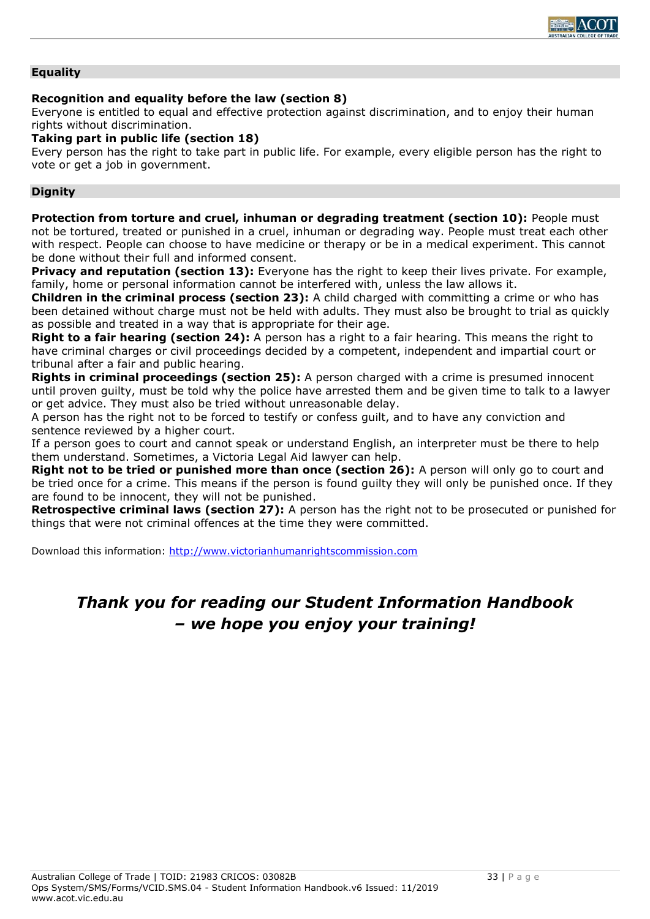## Equality

**Recognition and equality before the law (section 8)**
Everyone is entitled to equal and effective protection against discrimination, and to enjoy their human rights without discrimination.
**Taking part in public life (section 18)**
Every person has the right to take part in public life. For example, every eligible person has the right to vote or get a job in government.

## Dignity

**Protection from torture and cruel, inhuman or degrading treatment (section 10):** People must not be tortured, treated or punished in a cruel, inhuman or degrading way. People must treat each other with respect. People can choose to have medicine or therapy or be in a medical experiment. This cannot be done without their full and informed consent.
**Privacy and reputation (section 13):** Everyone has the right to keep their lives private. For example, family, home or personal information cannot be interfered with, unless the law allows it.
**Children in the criminal process (section 23):** A child charged with committing a crime or who has been detained without charge must not be held with adults. They must also be brought to trial as quickly as possible and treated in a way that is appropriate for their age.
**Right to a fair hearing (section 24):** A person has a right to a fair hearing. This means the right to have criminal charges or civil proceedings decided by a competent, independent and impartial court or tribunal after a fair and public hearing.
**Rights in criminal proceedings (section 25):** A person charged with a crime is presumed innocent until proven guilty, must be told why the police have arrested them and be given time to talk to a lawyer or get advice. They must also be tried without unreasonable delay.
A person has the right not to be forced to testify or confess guilt, and to have any conviction and sentence reviewed by a higher court.
If a person goes to court and cannot speak or understand English, an interpreter must be there to help them understand. Sometimes, a Victoria Legal Aid lawyer can help.
**Right not to be tried or punished more than once (section 26):** A person will only go to court and be tried once for a crime. This means if the person is found guilty they will only be punished once. If they are found to be innocent, they will not be punished.
**Retrospective criminal laws (section 27):** A person has the right not to be prosecuted or punished for things that were not criminal offences at the time they were committed.

Download this information: [http://www.victorianhumanrightscommission.com](http://www.victorianhumanrightscommission.com)

***Thank you for reading our Student Information Handbook – we hope you enjoy your training!***